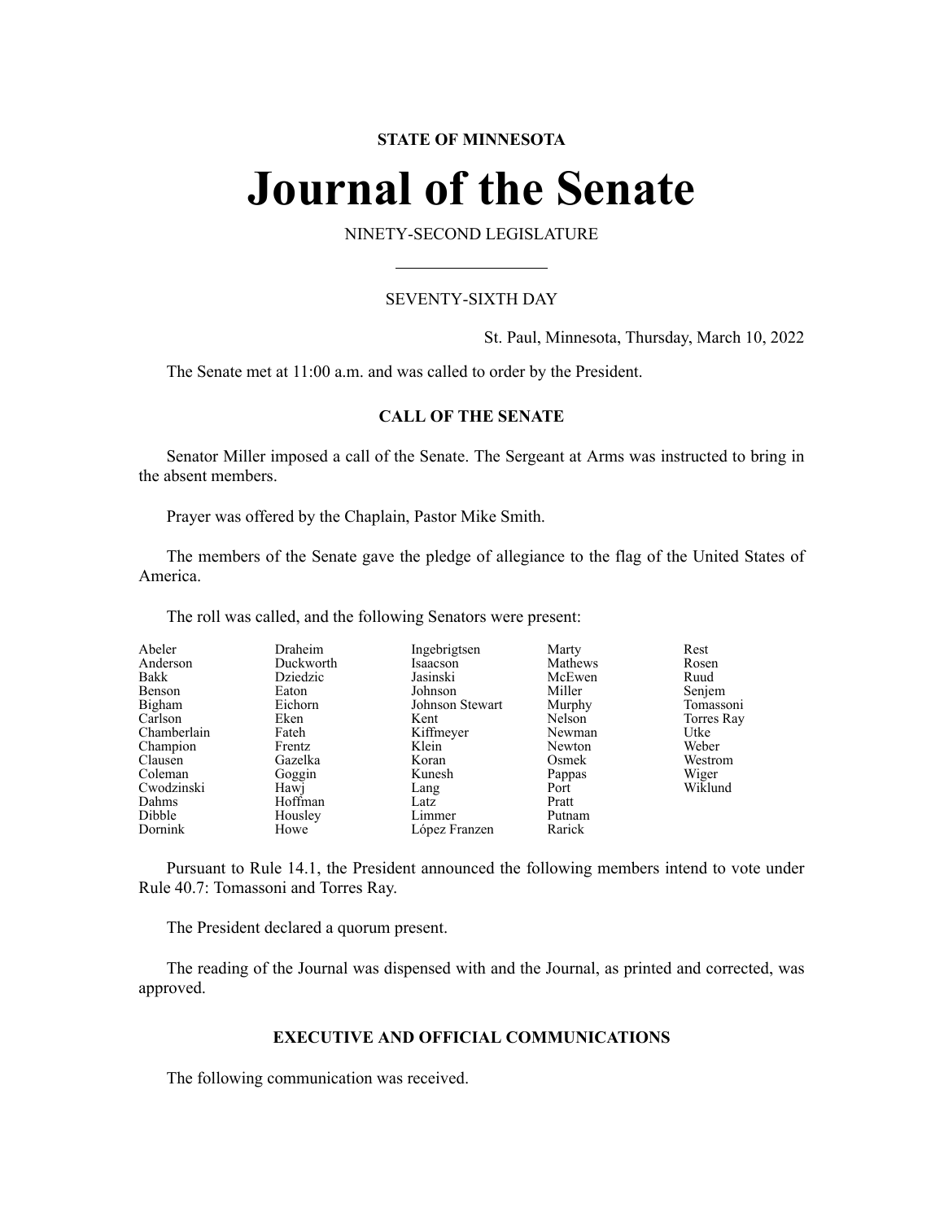**STATE OF MINNESOTA**

# Journal of the Senate

NINETY-SECOND LEGISLATURE

SEVENTY-SIXTH DAY

St. Paul, Minnesota, Thursday, March 10, 2022

The Senate met at 11:00 a.m. and was called to order by the President.

## CALL OF THE SENATE

Senator Miller imposed a call of the Senate. The Sergeant at Arms was instructed to bring in the absent members.

Prayer was offered by the Chaplain, Pastor Mike Smith.

The members of the Senate gave the pledge of allegiance to the flag of the United States of America.

The roll was called, and the following Senators were present:

| | | | | |
|---|---|---|---|---|
| Abeler | Draheim | Ingebrigtsen | Marty | Rest |
| Anderson | Duckworth | Isaacson | Mathews | Rosen |
| Bakk | Dziedzic | Jasinski | McEwen | Ruud |
| Benson | Eaton | Johnson | Miller | Senjem |
| Bigham | Eichorn | Johnson Stewart | Murphy | Tomassoni |
| Carlson | Eken | Kent | Nelson | Torres Ray |
| Chamberlain | Fateh | Kiffmeyer | Newman | Utke |
| Champion | Frentz | Klein | Newton | Weber |
| Clausen | Gazelka | Koran | Osmek | Westrom |
| Coleman | Goggin | Kunesh | Pappas | Wiger |
| Cwodzinski | Hawj | Lang | Port | Wiklund |
| Dahms | Hoffman | Latz | Pratt | |
| Dibble | Housley | Limmer | Putnam | |
| Dornink | Howe | López Franzen | Rarick | |

Pursuant to Rule 14.1, the President announced the following members intend to vote under Rule 40.7: Tomassoni and Torres Ray.

The President declared a quorum present.

The reading of the Journal was dispensed with and the Journal, as printed and corrected, was approved.

## EXECUTIVE AND OFFICIAL COMMUNICATIONS

The following communication was received.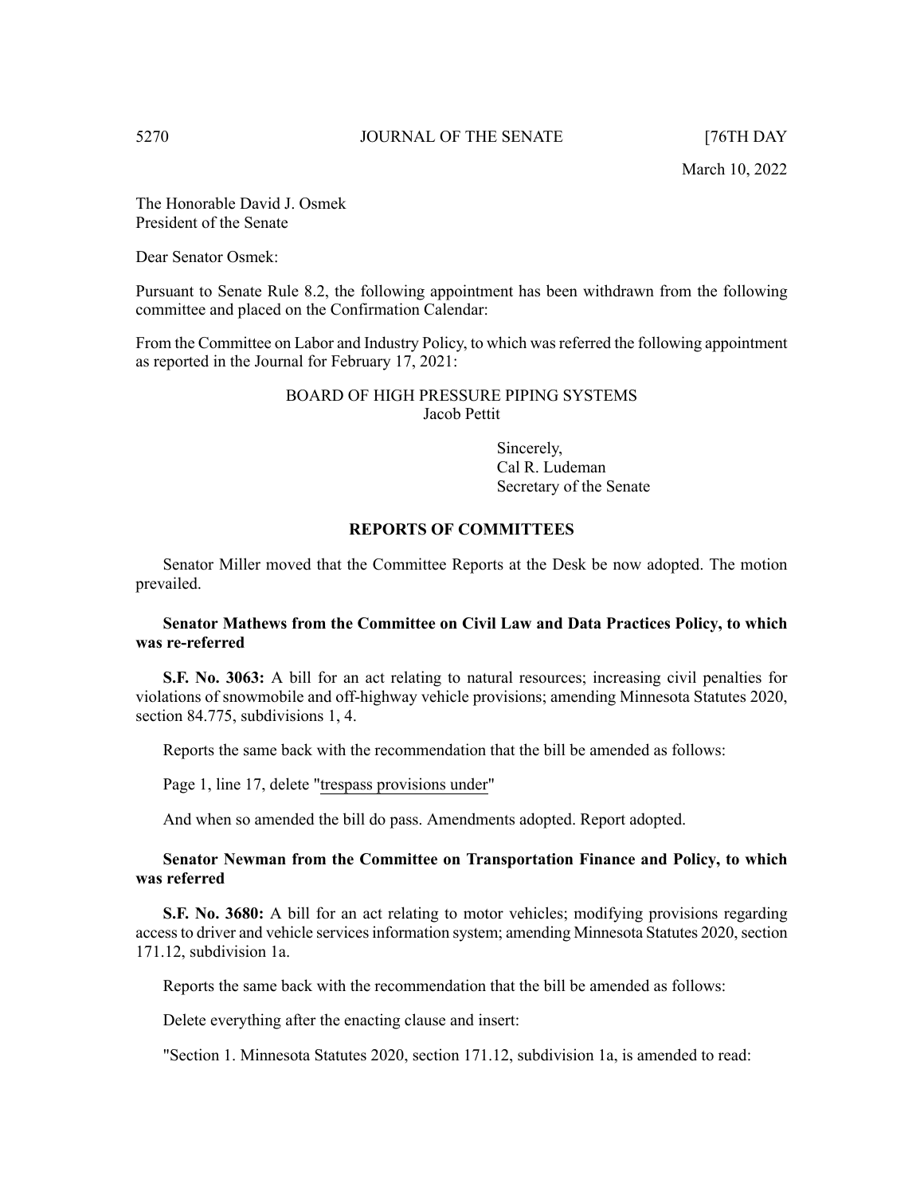March 10, 2022

The Honorable David J. Osmek
President of the Senate

Dear Senator Osmek:

Pursuant to Senate Rule 8.2, the following appointment has been withdrawn from the following committee and placed on the Confirmation Calendar:

From the Committee on Labor and Industry Policy, to which was referred the following appointment as reported in the Journal for February 17, 2021:

BOARD OF HIGH PRESSURE PIPING SYSTEMS
Jacob Pettit

Sincerely,
Cal R. Ludeman
Secretary of the Senate

## REPORTS OF COMMITTEES

Senator Miller moved that the Committee Reports at the Desk be now adopted. The motion prevailed.

**Senator Mathews from the Committee on Civil Law and Data Practices Policy, to which was re-referred**

**S.F. No. 3063:** A bill for an act relating to natural resources; increasing civil penalties for violations of snowmobile and off-highway vehicle provisions; amending Minnesota Statutes 2020, section 84.775, subdivisions 1, 4.

Reports the same back with the recommendation that the bill be amended as follows:

Page 1, line 17, delete "trespass provisions under"

And when so amended the bill do pass. Amendments adopted. Report adopted.

**Senator Newman from the Committee on Transportation Finance and Policy, to which was referred**

**S.F. No. 3680:** A bill for an act relating to motor vehicles; modifying provisions regarding access to driver and vehicle services information system; amending Minnesota Statutes 2020, section 171.12, subdivision 1a.

Reports the same back with the recommendation that the bill be amended as follows:

Delete everything after the enacting clause and insert:

"Section 1. Minnesota Statutes 2020, section 171.12, subdivision 1a, is amended to read: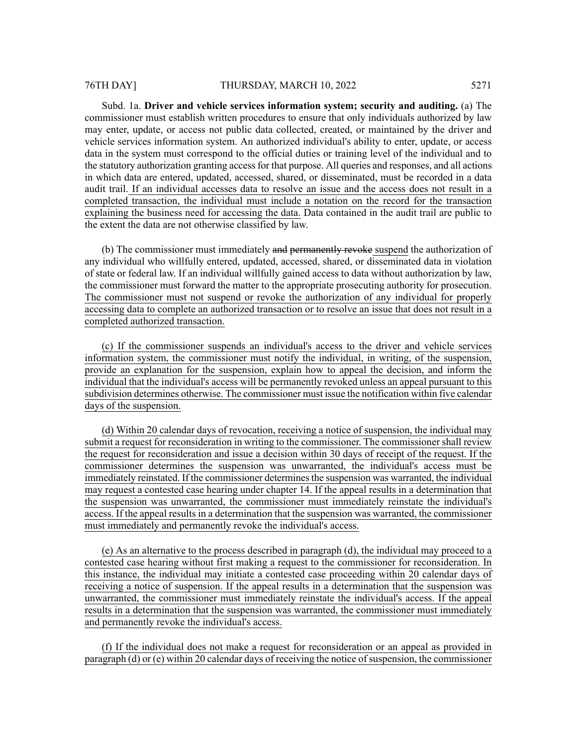Subd. 1a. **Driver and vehicle services information system; security and auditing.** (a) The commissioner must establish written procedures to ensure that only individuals authorized by law may enter, update, or access not public data collected, created, or maintained by the driver and vehicle services information system. An authorized individual's ability to enter, update, or access data in the system must correspond to the official duties or training level of the individual and to the statutory authorization granting access for that purpose. All queries and responses, and all actions in which data are entered, updated, accessed, shared, or disseminated, must be recorded in a data audit trail. If an individual accesses data to resolve an issue and the access does not result in a completed transaction, the individual must include a notation on the record for the transaction explaining the business need for accessing the data. Data contained in the audit trail are public to the extent the data are not otherwise classified by law.

(b) The commissioner must immediately ~~and permanently revoke~~ suspend the authorization of any individual who willfully entered, updated, accessed, shared, or disseminated data in violation of state or federal law. If an individual willfully gained access to data without authorization by law, the commissioner must forward the matter to the appropriate prosecuting authority for prosecution. The commissioner must not suspend or revoke the authorization of any individual for properly accessing data to complete an authorized transaction or to resolve an issue that does not result in a completed authorized transaction.

(c) If the commissioner suspends an individual's access to the driver and vehicle services information system, the commissioner must notify the individual, in writing, of the suspension, provide an explanation for the suspension, explain how to appeal the decision, and inform the individual that the individual's access will be permanently revoked unless an appeal pursuant to this subdivision determines otherwise. The commissioner must issue the notification within five calendar days of the suspension.

(d) Within 20 calendar days of revocation, receiving a notice of suspension, the individual may submit a request for reconsideration in writing to the commissioner. The commissioner shall review the request for reconsideration and issue a decision within 30 days of receipt of the request. If the commissioner determines the suspension was unwarranted, the individual's access must be immediately reinstated. If the commissioner determines the suspension was warranted, the individual may request a contested case hearing under chapter 14. If the appeal results in a determination that the suspension was unwarranted, the commissioner must immediately reinstate the individual's access. If the appeal results in a determination that the suspension was warranted, the commissioner must immediately and permanently revoke the individual's access.

(e) As an alternative to the process described in paragraph (d), the individual may proceed to a contested case hearing without first making a request to the commissioner for reconsideration. In this instance, the individual may initiate a contested case proceeding within 20 calendar days of receiving a notice of suspension. If the appeal results in a determination that the suspension was unwarranted, the commissioner must immediately reinstate the individual's access. If the appeal results in a determination that the suspension was warranted, the commissioner must immediately and permanently revoke the individual's access.

(f) If the individual does not make a request for reconsideration or an appeal as provided in paragraph (d) or (e) within 20 calendar days of receiving the notice of suspension, the commissioner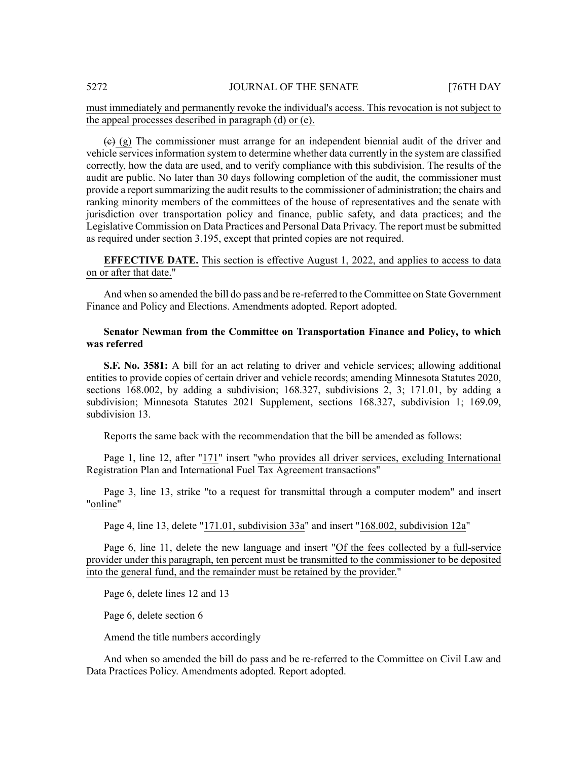must immediately and permanently revoke the individual's access. This revocation is not subject to the appeal processes described in paragraph (d) or (e).

~~(e)~~ (g) The commissioner must arrange for an independent biennial audit of the driver and vehicle services information system to determine whether data currently in the system are classified correctly, how the data are used, and to verify compliance with this subdivision. The results of the audit are public. No later than 30 days following completion of the audit, the commissioner must provide a report summarizing the audit results to the commissioner of administration; the chairs and ranking minority members of the committees of the house of representatives and the senate with jurisdiction over transportation policy and finance, public safety, and data practices; and the Legislative Commission on Data Practices and Personal Data Privacy. The report must be submitted as required under section 3.195, except that printed copies are not required.

**EFFECTIVE DATE.** This section is effective August 1, 2022, and applies to access to data on or after that date."

And when so amended the bill do pass and be re-referred to the Committee on State Government Finance and Policy and Elections. Amendments adopted. Report adopted.

**Senator Newman from the Committee on Transportation Finance and Policy, to which was referred**

**S.F. No. 3581:** A bill for an act relating to driver and vehicle services; allowing additional entities to provide copies of certain driver and vehicle records; amending Minnesota Statutes 2020, sections 168.002, by adding a subdivision; 168.327, subdivisions 2, 3; 171.01, by adding a subdivision; Minnesota Statutes 2021 Supplement, sections 168.327, subdivision 1; 169.09, subdivision 13.

Reports the same back with the recommendation that the bill be amended as follows:

Page 1, line 12, after "171" insert "who provides all driver services, excluding International Registration Plan and International Fuel Tax Agreement transactions"

Page 3, line 13, strike "to a request for transmittal through a computer modem" and insert "online"

Page 4, line 13, delete "171.01, subdivision 33a" and insert "168.002, subdivision 12a"

Page 6, line 11, delete the new language and insert "Of the fees collected by a full-service provider under this paragraph, ten percent must be transmitted to the commissioner to be deposited into the general fund, and the remainder must be retained by the provider."

Page 6, delete lines 12 and 13

Page 6, delete section 6

Amend the title numbers accordingly

And when so amended the bill do pass and be re-referred to the Committee on Civil Law and Data Practices Policy. Amendments adopted. Report adopted.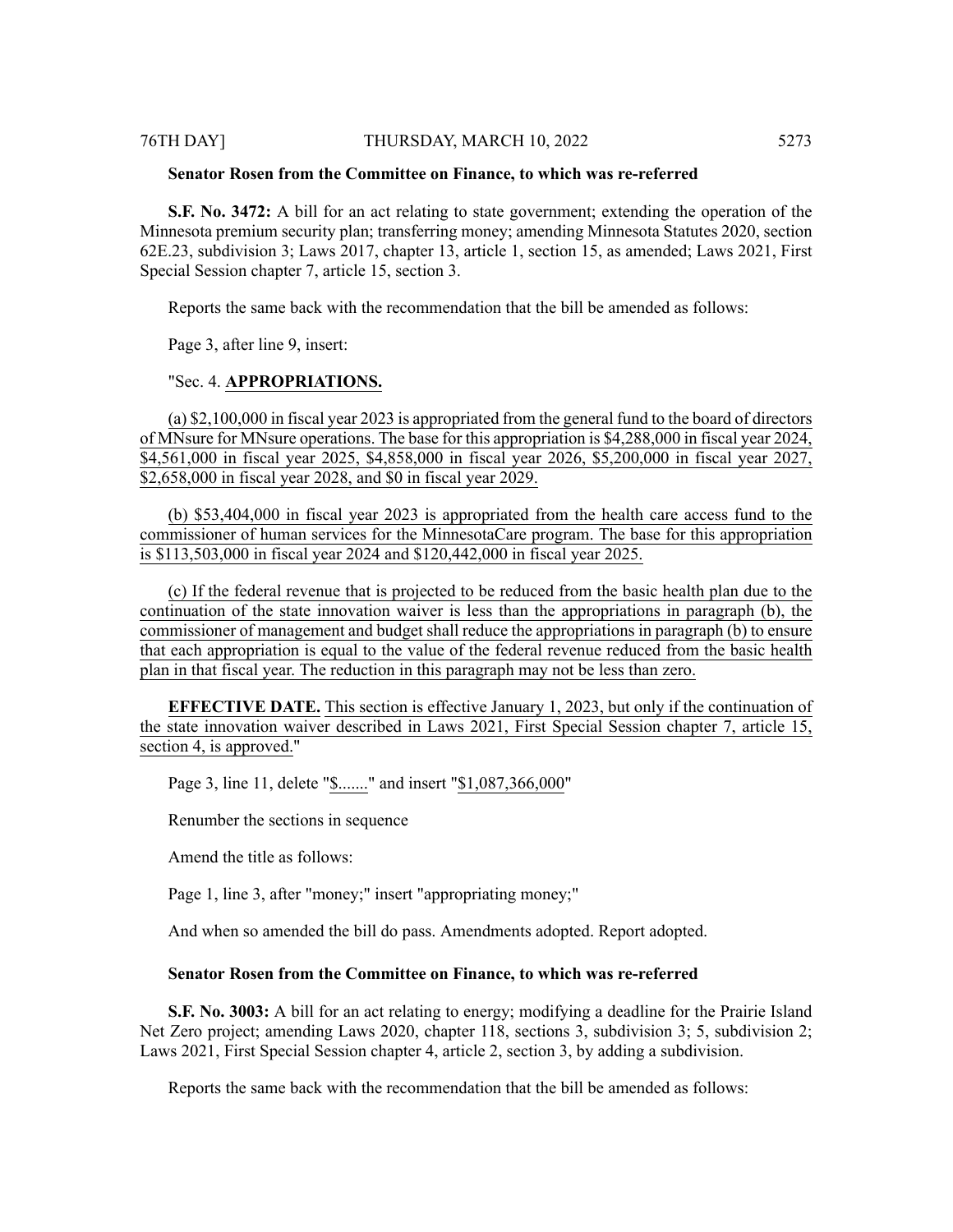**Senator Rosen from the Committee on Finance, to which was re-referred**

**S.F. No. 3472:** A bill for an act relating to state government; extending the operation of the Minnesota premium security plan; transferring money; amending Minnesota Statutes 2020, section 62E.23, subdivision 3; Laws 2017, chapter 13, article 1, section 15, as amended; Laws 2021, First Special Session chapter 7, article 15, section 3.

Reports the same back with the recommendation that the bill be amended as follows:

Page 3, after line 9, insert:

"Sec. 4. **APPROPRIATIONS.**

(a) $2,100,000 in fiscal year 2023 is appropriated from the general fund to the board of directors of MNsure for MNsure operations. The base for this appropriation is $4,288,000 in fiscal year 2024, $4,561,000 in fiscal year 2025, $4,858,000 in fiscal year 2026, $5,200,000 in fiscal year 2027, $2,658,000 in fiscal year 2028, and $0 in fiscal year 2029.

(b) $53,404,000 in fiscal year 2023 is appropriated from the health care access fund to the commissioner of human services for the MinnesotaCare program. The base for this appropriation is $113,503,000 in fiscal year 2024 and $120,442,000 in fiscal year 2025.

(c) If the federal revenue that is projected to be reduced from the basic health plan due to the continuation of the state innovation waiver is less than the appropriations in paragraph (b), the commissioner of management and budget shall reduce the appropriations in paragraph (b) to ensure that each appropriation is equal to the value of the federal revenue reduced from the basic health plan in that fiscal year. The reduction in this paragraph may not be less than zero.

**EFFECTIVE DATE.** This section is effective January 1, 2023, but only if the continuation of the state innovation waiver described in Laws 2021, First Special Session chapter 7, article 15, section 4, is approved."

Page 3, line 11, delete "$......." and insert "$1,087,366,000"

Renumber the sections in sequence

Amend the title as follows:

Page 1, line 3, after "money;" insert "appropriating money;"

And when so amended the bill do pass. Amendments adopted. Report adopted.

**Senator Rosen from the Committee on Finance, to which was re-referred**

**S.F. No. 3003:** A bill for an act relating to energy; modifying a deadline for the Prairie Island Net Zero project; amending Laws 2020, chapter 118, sections 3, subdivision 3; 5, subdivision 2; Laws 2021, First Special Session chapter 4, article 2, section 3, by adding a subdivision.

Reports the same back with the recommendation that the bill be amended as follows: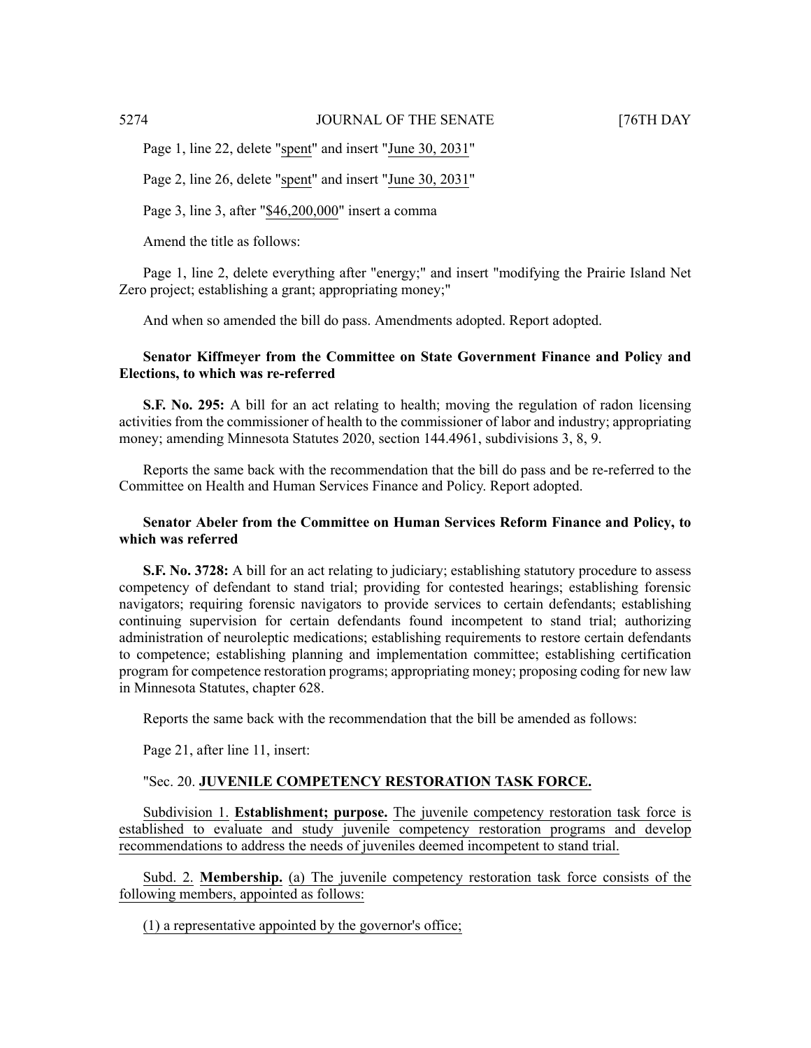Page 1, line 22, delete "spent" and insert "June 30, 2031"

Page 2, line 26, delete "spent" and insert "June 30, 2031"

Page 3, line 3, after "$46,200,000" insert a comma

Amend the title as follows:

Page 1, line 2, delete everything after "energy;" and insert "modifying the Prairie Island Net Zero project; establishing a grant; appropriating money;"

And when so amended the bill do pass. Amendments adopted. Report adopted.

**Senator Kiffmeyer from the Committee on State Government Finance and Policy and Elections, to which was re-referred**

**S.F. No. 295:** A bill for an act relating to health; moving the regulation of radon licensing activities from the commissioner of health to the commissioner of labor and industry; appropriating money; amending Minnesota Statutes 2020, section 144.4961, subdivisions 3, 8, 9.

Reports the same back with the recommendation that the bill do pass and be re-referred to the Committee on Health and Human Services Finance and Policy. Report adopted.

**Senator Abeler from the Committee on Human Services Reform Finance and Policy, to which was referred**

**S.F. No. 3728:** A bill for an act relating to judiciary; establishing statutory procedure to assess competency of defendant to stand trial; providing for contested hearings; establishing forensic navigators; requiring forensic navigators to provide services to certain defendants; establishing continuing supervision for certain defendants found incompetent to stand trial; authorizing administration of neuroleptic medications; establishing requirements to restore certain defendants to competence; establishing planning and implementation committee; establishing certification program for competence restoration programs; appropriating money; proposing coding for new law in Minnesota Statutes, chapter 628.

Reports the same back with the recommendation that the bill be amended as follows:

Page 21, after line 11, insert:

"Sec. 20. **JUVENILE COMPETENCY RESTORATION TASK FORCE.**

Subdivision 1. **Establishment; purpose.** The juvenile competency restoration task force is established to evaluate and study juvenile competency restoration programs and develop recommendations to address the needs of juveniles deemed incompetent to stand trial.

Subd. 2. **Membership.** (a) The juvenile competency restoration task force consists of the following members, appointed as follows:

(1) a representative appointed by the governor's office;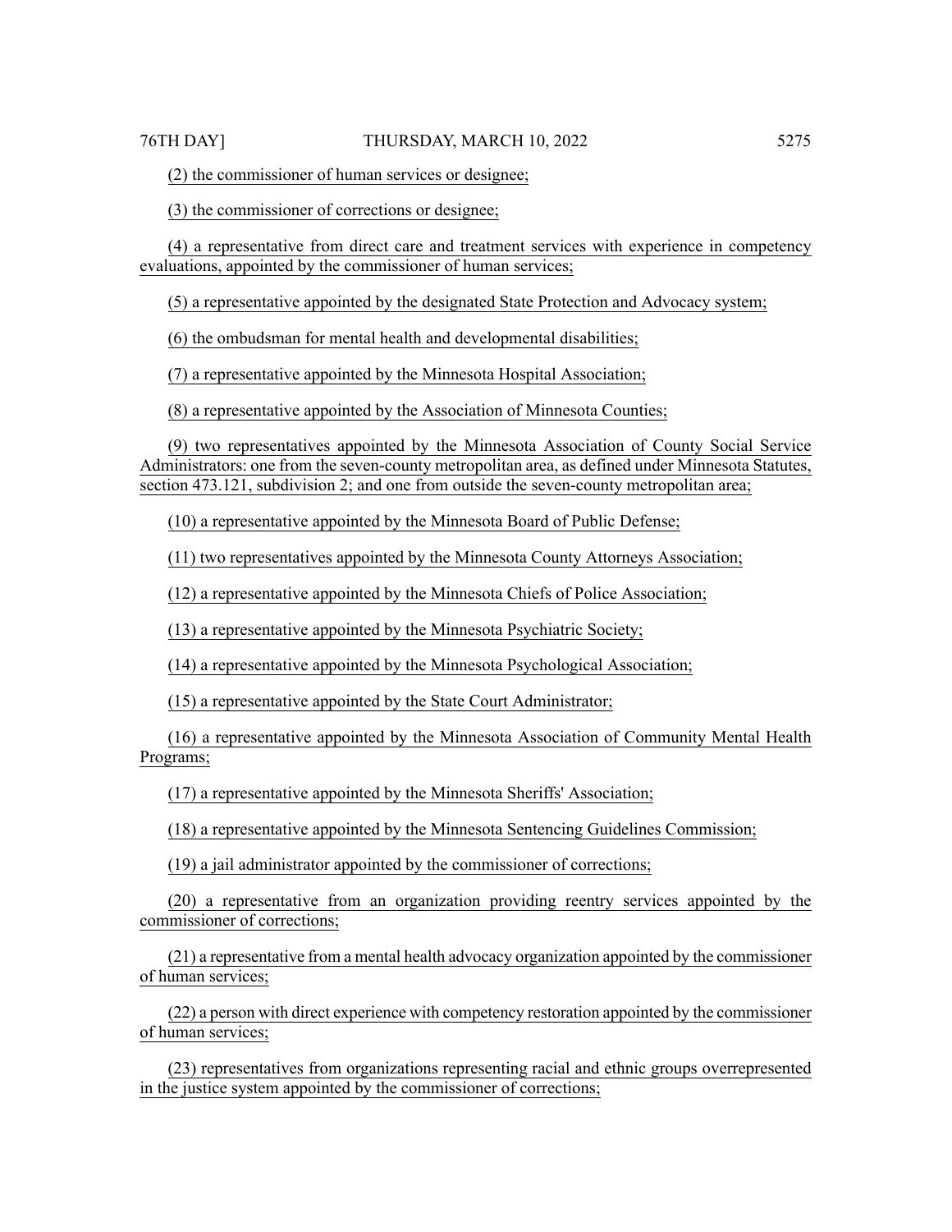(2) the commissioner of human services or designee;

(3) the commissioner of corrections or designee;

(4) a representative from direct care and treatment services with experience in competency evaluations, appointed by the commissioner of human services;

(5) a representative appointed by the designated State Protection and Advocacy system;

(6) the ombudsman for mental health and developmental disabilities;

(7) a representative appointed by the Minnesota Hospital Association;

(8) a representative appointed by the Association of Minnesota Counties;

(9) two representatives appointed by the Minnesota Association of County Social Service Administrators: one from the seven-county metropolitan area, as defined under Minnesota Statutes, section 473.121, subdivision 2; and one from outside the seven-county metropolitan area;

(10) a representative appointed by the Minnesota Board of Public Defense;

(11) two representatives appointed by the Minnesota County Attorneys Association;

(12) a representative appointed by the Minnesota Chiefs of Police Association;

(13) a representative appointed by the Minnesota Psychiatric Society;

(14) a representative appointed by the Minnesota Psychological Association;

(15) a representative appointed by the State Court Administrator;

(16) a representative appointed by the Minnesota Association of Community Mental Health Programs;

(17) a representative appointed by the Minnesota Sheriffs' Association;

(18) a representative appointed by the Minnesota Sentencing Guidelines Commission;

(19) a jail administrator appointed by the commissioner of corrections;

(20) a representative from an organization providing reentry services appointed by the commissioner of corrections;

(21) a representative from a mental health advocacy organization appointed by the commissioner of human services;

(22) a person with direct experience with competency restoration appointed by the commissioner of human services;

(23) representatives from organizations representing racial and ethnic groups overrepresented in the justice system appointed by the commissioner of corrections;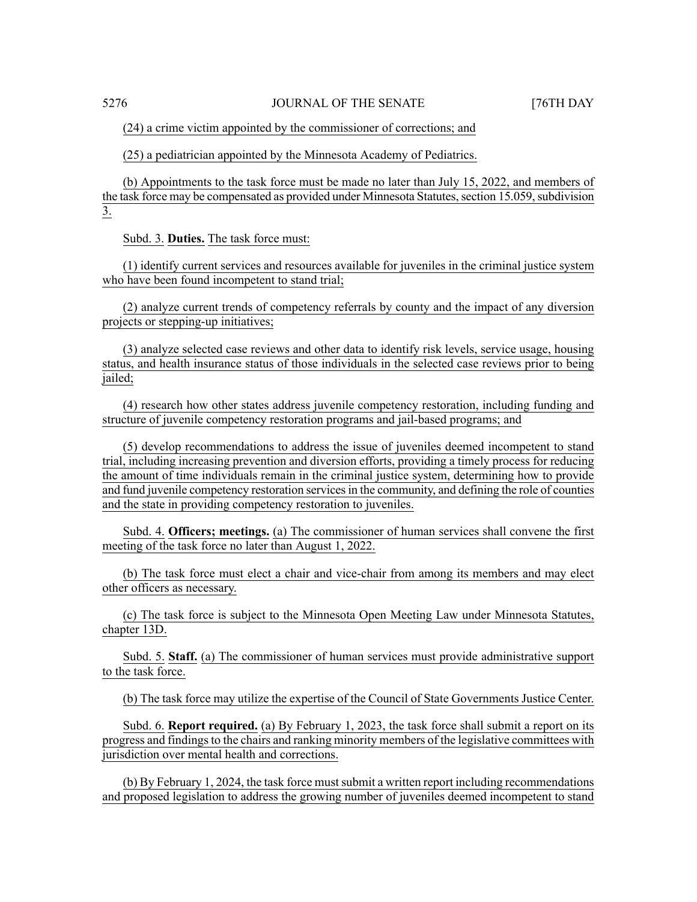(24) a crime victim appointed by the commissioner of corrections; and

(25) a pediatrician appointed by the Minnesota Academy of Pediatrics.

(b) Appointments to the task force must be made no later than July 15, 2022, and members of the task force may be compensated as provided under Minnesota Statutes, section 15.059, subdivision 3.

Subd. 3. **Duties.** The task force must:

(1) identify current services and resources available for juveniles in the criminal justice system who have been found incompetent to stand trial;

(2) analyze current trends of competency referrals by county and the impact of any diversion projects or stepping-up initiatives;

(3) analyze selected case reviews and other data to identify risk levels, service usage, housing status, and health insurance status of those individuals in the selected case reviews prior to being jailed;

(4) research how other states address juvenile competency restoration, including funding and structure of juvenile competency restoration programs and jail-based programs; and

(5) develop recommendations to address the issue of juveniles deemed incompetent to stand trial, including increasing prevention and diversion efforts, providing a timely process for reducing the amount of time individuals remain in the criminal justice system, determining how to provide and fund juvenile competency restoration services in the community, and defining the role of counties and the state in providing competency restoration to juveniles.

Subd. 4. **Officers; meetings.** (a) The commissioner of human services shall convene the first meeting of the task force no later than August 1, 2022.

(b) The task force must elect a chair and vice-chair from among its members and may elect other officers as necessary.

(c) The task force is subject to the Minnesota Open Meeting Law under Minnesota Statutes, chapter 13D.

Subd. 5. **Staff.** (a) The commissioner of human services must provide administrative support to the task force.

(b) The task force may utilize the expertise of the Council of State Governments Justice Center.

Subd. 6. **Report required.** (a) By February 1, 2023, the task force shall submit a report on its progress and findings to the chairs and ranking minority members of the legislative committees with jurisdiction over mental health and corrections.

(b) By February 1, 2024, the task force must submit a written report including recommendations and proposed legislation to address the growing number of juveniles deemed incompetent to stand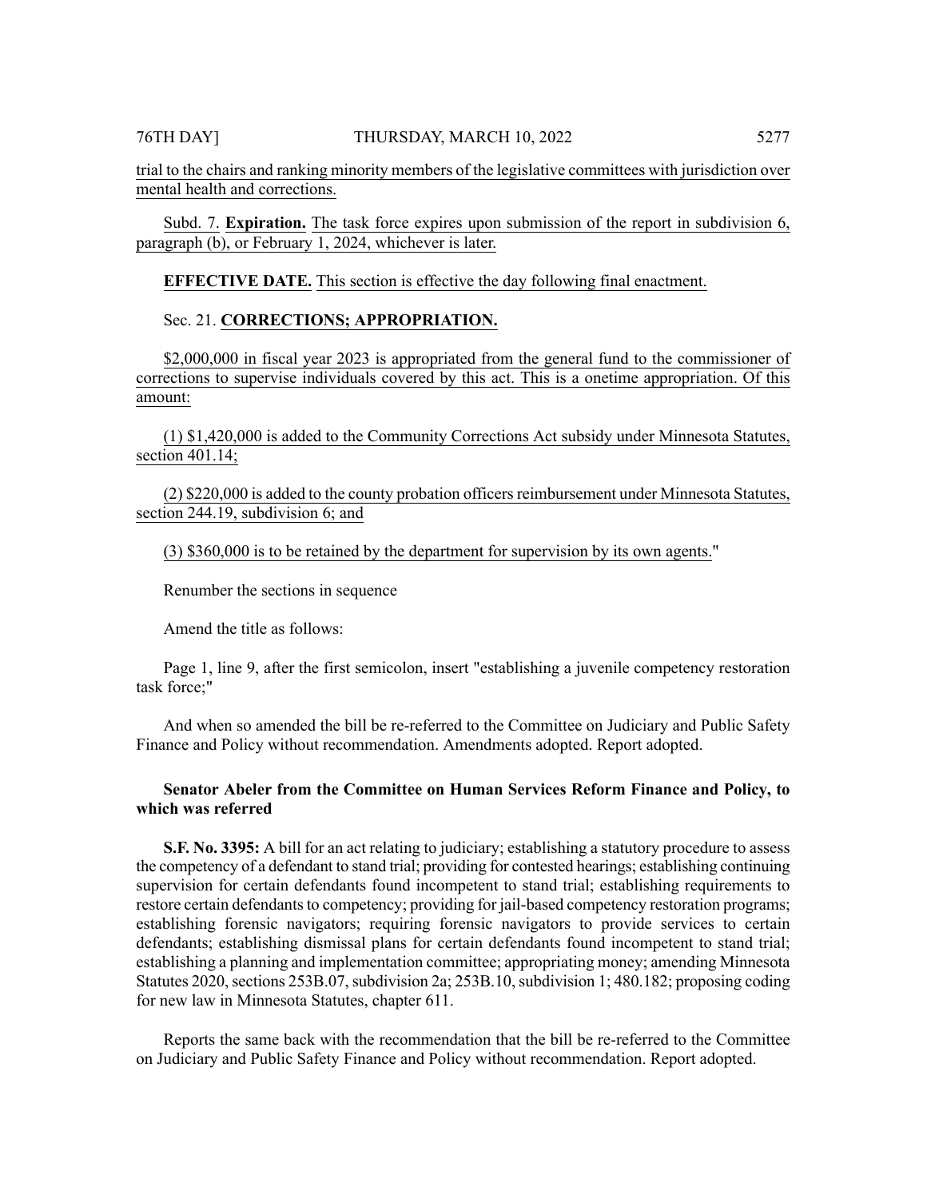trial to the chairs and ranking minority members of the legislative committees with jurisdiction over mental health and corrections.

Subd. 7. **Expiration.** The task force expires upon submission of the report in subdivision 6, paragraph (b), or February 1, 2024, whichever is later.

**EFFECTIVE DATE.** This section is effective the day following final enactment.

Sec. 21. **CORRECTIONS; APPROPRIATION.**

$2,000,000 in fiscal year 2023 is appropriated from the general fund to the commissioner of corrections to supervise individuals covered by this act. This is a onetime appropriation. Of this amount:

(1) $1,420,000 is added to the Community Corrections Act subsidy under Minnesota Statutes, section 401.14;

(2) $220,000 is added to the county probation officers reimbursement under Minnesota Statutes, section 244.19, subdivision 6; and

(3) $360,000 is to be retained by the department for supervision by its own agents."

Renumber the sections in sequence

Amend the title as follows:

Page 1, line 9, after the first semicolon, insert "establishing a juvenile competency restoration task force;"

And when so amended the bill be re-referred to the Committee on Judiciary and Public Safety Finance and Policy without recommendation. Amendments adopted. Report adopted.

**Senator Abeler from the Committee on Human Services Reform Finance and Policy, to which was referred**

**S.F. No. 3395:** A bill for an act relating to judiciary; establishing a statutory procedure to assess the competency of a defendant to stand trial; providing for contested hearings; establishing continuing supervision for certain defendants found incompetent to stand trial; establishing requirements to restore certain defendants to competency; providing for jail-based competency restoration programs; establishing forensic navigators; requiring forensic navigators to provide services to certain defendants; establishing dismissal plans for certain defendants found incompetent to stand trial; establishing a planning and implementation committee; appropriating money; amending Minnesota Statutes 2020, sections 253B.07, subdivision 2a; 253B.10, subdivision 1; 480.182; proposing coding for new law in Minnesota Statutes, chapter 611.

Reports the same back with the recommendation that the bill be re-referred to the Committee on Judiciary and Public Safety Finance and Policy without recommendation. Report adopted.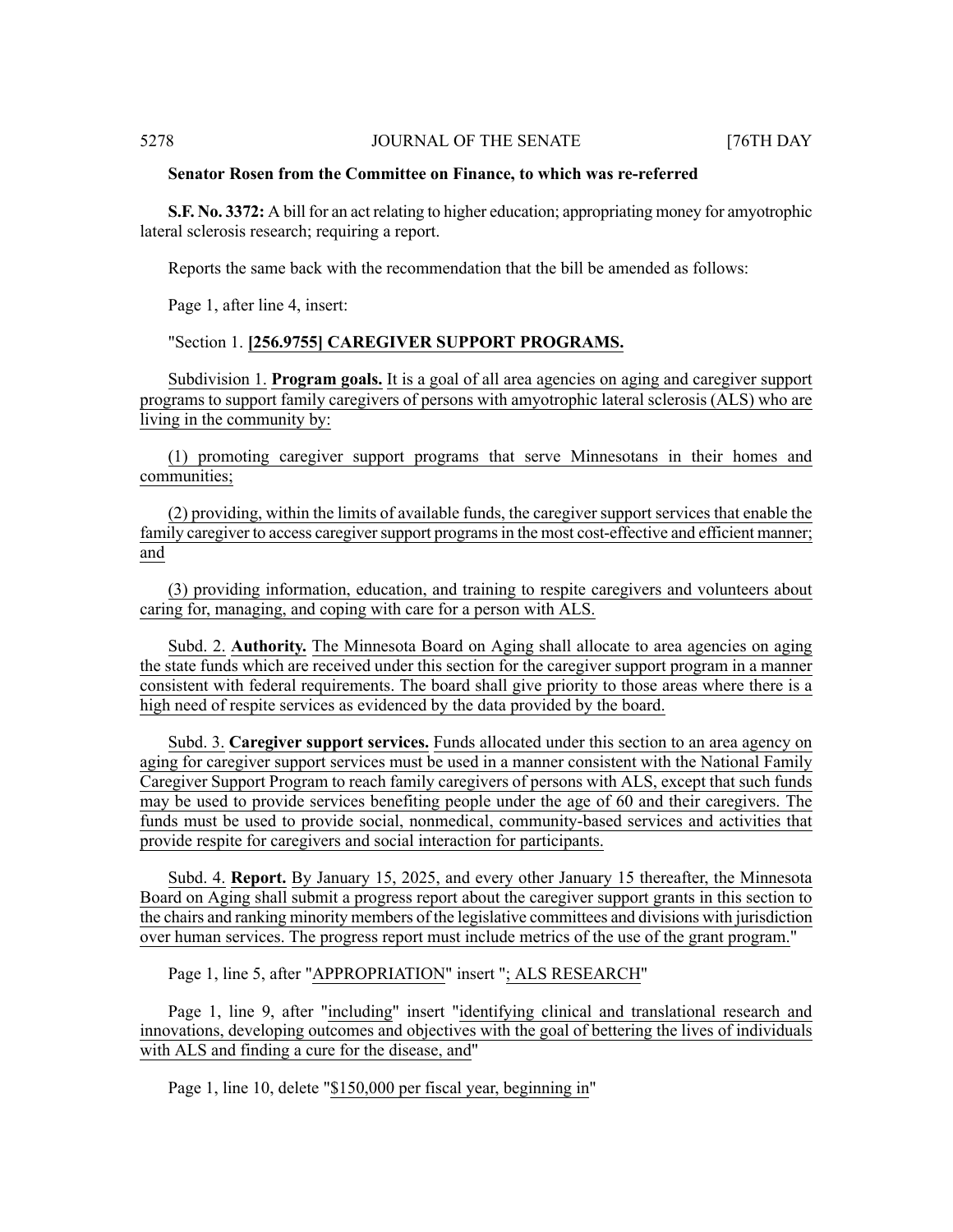**Senator Rosen from the Committee on Finance, to which was re-referred**

**S.F. No. 3372:** A bill for an act relating to higher education; appropriating money for amyotrophic lateral sclerosis research; requiring a report.

Reports the same back with the recommendation that the bill be amended as follows:

Page 1, after line 4, insert:

"Section 1. **[256.9755] CAREGIVER SUPPORT PROGRAMS.**

Subdivision 1. **Program goals.** It is a goal of all area agencies on aging and caregiver support programs to support family caregivers of persons with amyotrophic lateral sclerosis (ALS) who are living in the community by:

(1) promoting caregiver support programs that serve Minnesotans in their homes and communities;

(2) providing, within the limits of available funds, the caregiver support services that enable the family caregiver to access caregiver support programs in the most cost-effective and efficient manner; and

(3) providing information, education, and training to respite caregivers and volunteers about caring for, managing, and coping with care for a person with ALS.

Subd. 2. **Authority.** The Minnesota Board on Aging shall allocate to area agencies on aging the state funds which are received under this section for the caregiver support program in a manner consistent with federal requirements. The board shall give priority to those areas where there is a high need of respite services as evidenced by the data provided by the board.

Subd. 3. **Caregiver support services.** Funds allocated under this section to an area agency on aging for caregiver support services must be used in a manner consistent with the National Family Caregiver Support Program to reach family caregivers of persons with ALS, except that such funds may be used to provide services benefiting people under the age of 60 and their caregivers. The funds must be used to provide social, nonmedical, community-based services and activities that provide respite for caregivers and social interaction for participants.

Subd. 4. **Report.** By January 15, 2025, and every other January 15 thereafter, the Minnesota Board on Aging shall submit a progress report about the caregiver support grants in this section to the chairs and ranking minority members of the legislative committees and divisions with jurisdiction over human services. The progress report must include metrics of the use of the grant program."

Page 1, line 5, after "APPROPRIATION" insert "; ALS RESEARCH"

Page 1, line 9, after "including" insert "identifying clinical and translational research and innovations, developing outcomes and objectives with the goal of bettering the lives of individuals with ALS and finding a cure for the disease, and"

Page 1, line 10, delete "$150,000 per fiscal year, beginning in"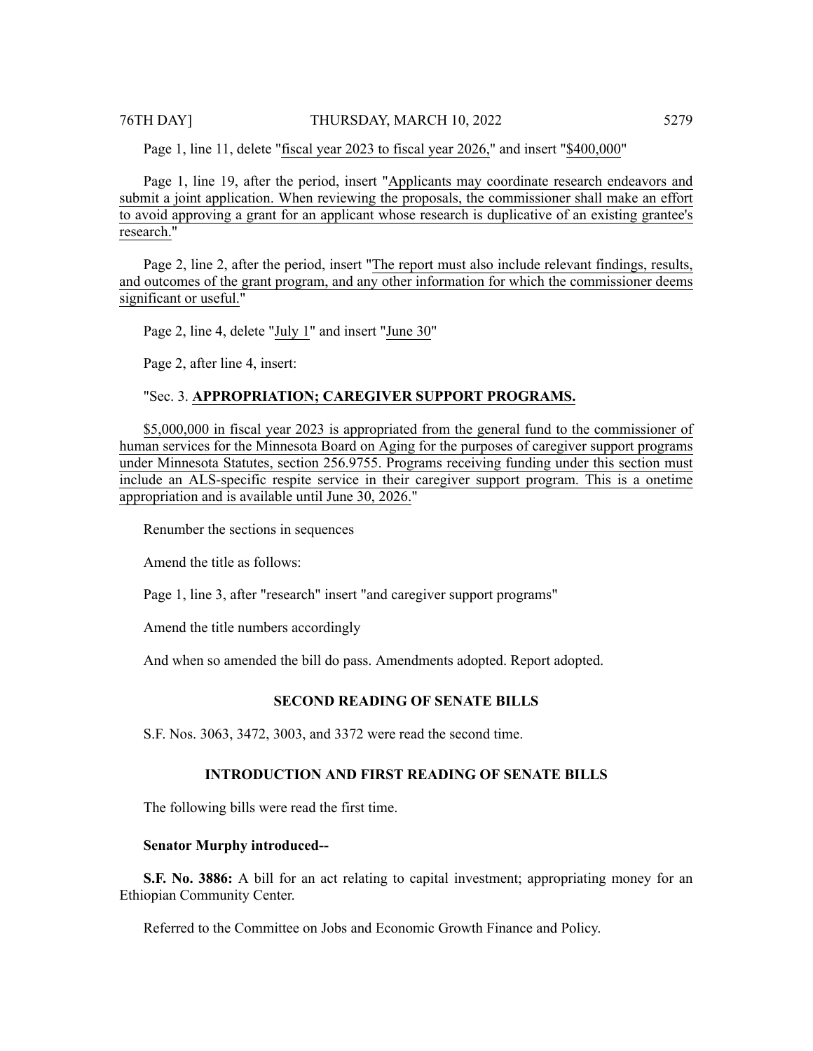Page 1, line 11, delete "fiscal year 2023 to fiscal year 2026," and insert "$400,000"

Page 1, line 19, after the period, insert "Applicants may coordinate research endeavors and submit a joint application. When reviewing the proposals, the commissioner shall make an effort to avoid approving a grant for an applicant whose research is duplicative of an existing grantee's research."

Page 2, line 2, after the period, insert "The report must also include relevant findings, results, and outcomes of the grant program, and any other information for which the commissioner deems significant or useful."

Page 2, line 4, delete "July 1" and insert "June 30"

Page 2, after line 4, insert:

"Sec. 3. **APPROPRIATION; CAREGIVER SUPPORT PROGRAMS.**

$5,000,000 in fiscal year 2023 is appropriated from the general fund to the commissioner of human services for the Minnesota Board on Aging for the purposes of caregiver support programs under Minnesota Statutes, section 256.9755. Programs receiving funding under this section must include an ALS-specific respite service in their caregiver support program. This is a onetime appropriation and is available until June 30, 2026."

Renumber the sections in sequences

Amend the title as follows:

Page 1, line 3, after "research" insert "and caregiver support programs"

Amend the title numbers accordingly

And when so amended the bill do pass. Amendments adopted. Report adopted.

## SECOND READING OF SENATE BILLS

S.F. Nos. 3063, 3472, 3003, and 3372 were read the second time.

## INTRODUCTION AND FIRST READING OF SENATE BILLS

The following bills were read the first time.

**Senator Murphy introduced--**

**S.F. No. 3886:** A bill for an act relating to capital investment; appropriating money for an Ethiopian Community Center.

Referred to the Committee on Jobs and Economic Growth Finance and Policy.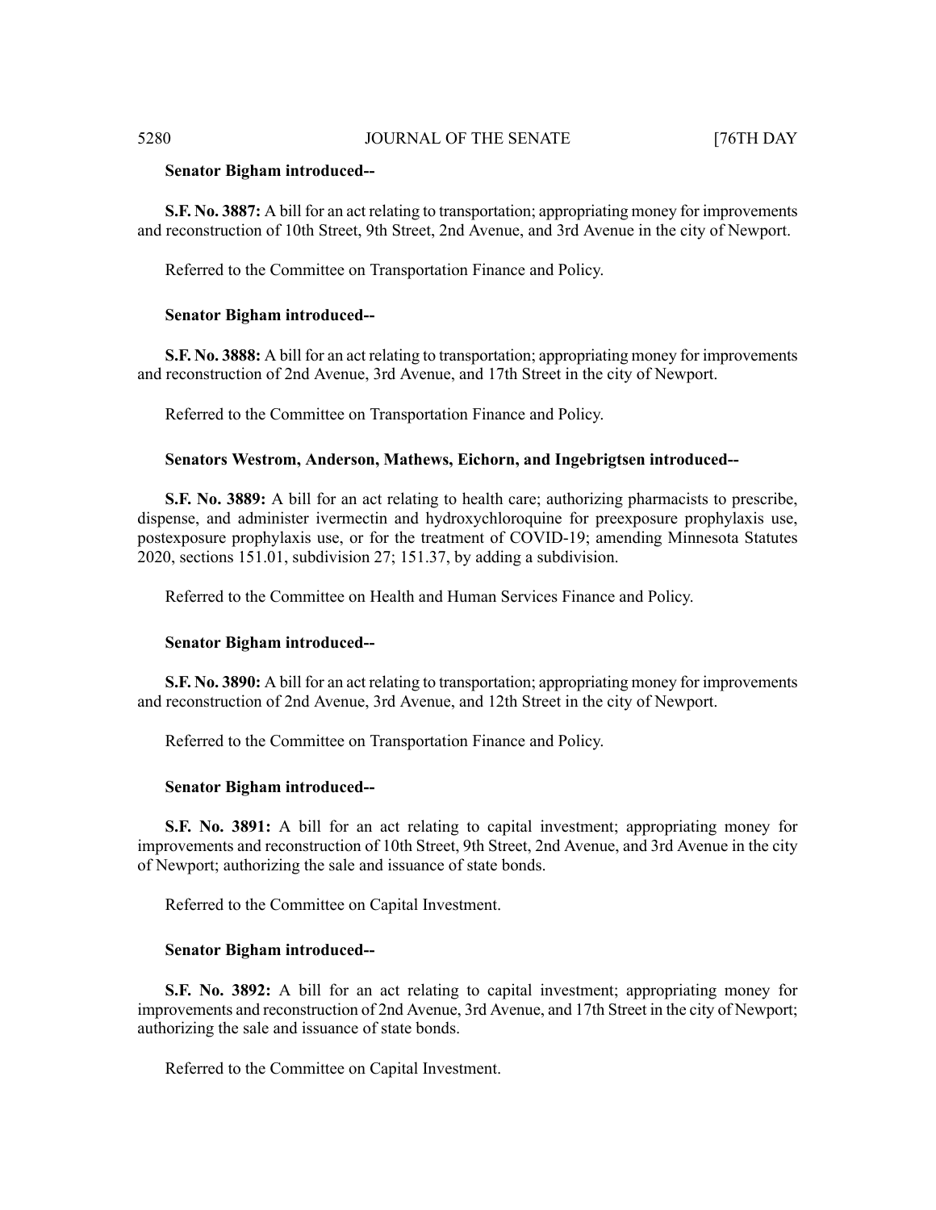**Senator Bigham introduced--**

**S.F. No. 3887:** A bill for an act relating to transportation; appropriating money for improvements and reconstruction of 10th Street, 9th Street, 2nd Avenue, and 3rd Avenue in the city of Newport.

Referred to the Committee on Transportation Finance and Policy.

**Senator Bigham introduced--**

**S.F. No. 3888:** A bill for an act relating to transportation; appropriating money for improvements and reconstruction of 2nd Avenue, 3rd Avenue, and 17th Street in the city of Newport.

Referred to the Committee on Transportation Finance and Policy.

**Senators Westrom, Anderson, Mathews, Eichorn, and Ingebrigtsen introduced--**

**S.F. No. 3889:** A bill for an act relating to health care; authorizing pharmacists to prescribe, dispense, and administer ivermectin and hydroxychloroquine for preexposure prophylaxis use, postexposure prophylaxis use, or for the treatment of COVID-19; amending Minnesota Statutes 2020, sections 151.01, subdivision 27; 151.37, by adding a subdivision.

Referred to the Committee on Health and Human Services Finance and Policy.

**Senator Bigham introduced--**

**S.F. No. 3890:** A bill for an act relating to transportation; appropriating money for improvements and reconstruction of 2nd Avenue, 3rd Avenue, and 12th Street in the city of Newport.

Referred to the Committee on Transportation Finance and Policy.

**Senator Bigham introduced--**

**S.F. No. 3891:** A bill for an act relating to capital investment; appropriating money for improvements and reconstruction of 10th Street, 9th Street, 2nd Avenue, and 3rd Avenue in the city of Newport; authorizing the sale and issuance of state bonds.

Referred to the Committee on Capital Investment.

**Senator Bigham introduced--**

**S.F. No. 3892:** A bill for an act relating to capital investment; appropriating money for improvements and reconstruction of 2nd Avenue, 3rd Avenue, and 17th Street in the city of Newport; authorizing the sale and issuance of state bonds.

Referred to the Committee on Capital Investment.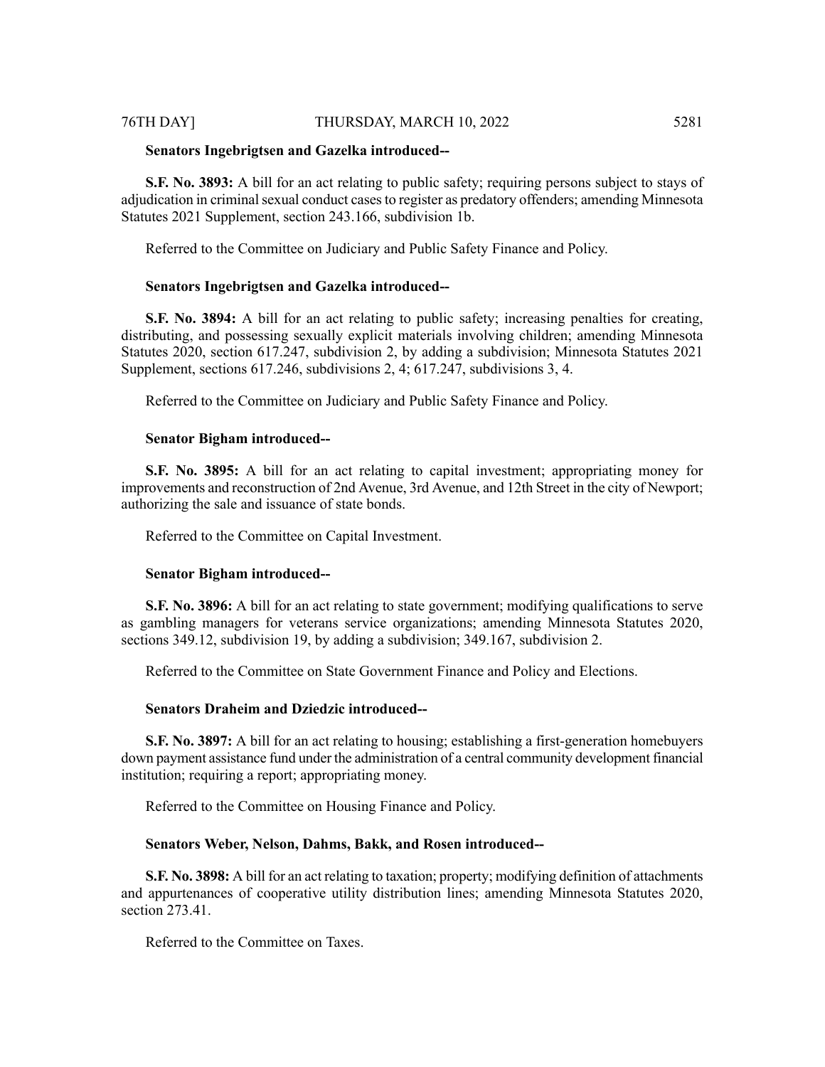**Senators Ingebrigtsen and Gazelka introduced--**

**S.F. No. 3893:** A bill for an act relating to public safety; requiring persons subject to stays of adjudication in criminal sexual conduct cases to register as predatory offenders; amending Minnesota Statutes 2021 Supplement, section 243.166, subdivision 1b.

Referred to the Committee on Judiciary and Public Safety Finance and Policy.

**Senators Ingebrigtsen and Gazelka introduced--**

**S.F. No. 3894:** A bill for an act relating to public safety; increasing penalties for creating, distributing, and possessing sexually explicit materials involving children; amending Minnesota Statutes 2020, section 617.247, subdivision 2, by adding a subdivision; Minnesota Statutes 2021 Supplement, sections 617.246, subdivisions 2, 4; 617.247, subdivisions 3, 4.

Referred to the Committee on Judiciary and Public Safety Finance and Policy.

**Senator Bigham introduced--**

**S.F. No. 3895:** A bill for an act relating to capital investment; appropriating money for improvements and reconstruction of 2nd Avenue, 3rd Avenue, and 12th Street in the city of Newport; authorizing the sale and issuance of state bonds.

Referred to the Committee on Capital Investment.

**Senator Bigham introduced--**

**S.F. No. 3896:** A bill for an act relating to state government; modifying qualifications to serve as gambling managers for veterans service organizations; amending Minnesota Statutes 2020, sections 349.12, subdivision 19, by adding a subdivision; 349.167, subdivision 2.

Referred to the Committee on State Government Finance and Policy and Elections.

**Senators Draheim and Dziedzic introduced--**

**S.F. No. 3897:** A bill for an act relating to housing; establishing a first-generation homebuyers down payment assistance fund under the administration of a central community development financial institution; requiring a report; appropriating money.

Referred to the Committee on Housing Finance and Policy.

**Senators Weber, Nelson, Dahms, Bakk, and Rosen introduced--**

**S.F. No. 3898:** A bill for an act relating to taxation; property; modifying definition of attachments and appurtenances of cooperative utility distribution lines; amending Minnesota Statutes 2020, section 273.41.

Referred to the Committee on Taxes.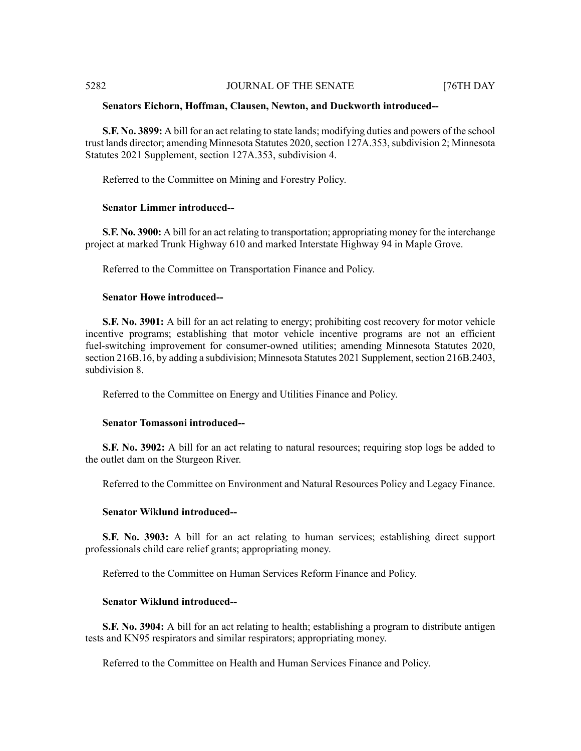**Senators Eichorn, Hoffman, Clausen, Newton, and Duckworth introduced--**

**S.F. No. 3899:** A bill for an act relating to state lands; modifying duties and powers of the school trust lands director; amending Minnesota Statutes 2020, section 127A.353, subdivision 2; Minnesota Statutes 2021 Supplement, section 127A.353, subdivision 4.

Referred to the Committee on Mining and Forestry Policy.

**Senator Limmer introduced--**

**S.F. No. 3900:** A bill for an act relating to transportation; appropriating money for the interchange project at marked Trunk Highway 610 and marked Interstate Highway 94 in Maple Grove.

Referred to the Committee on Transportation Finance and Policy.

**Senator Howe introduced--**

**S.F. No. 3901:** A bill for an act relating to energy; prohibiting cost recovery for motor vehicle incentive programs; establishing that motor vehicle incentive programs are not an efficient fuel-switching improvement for consumer-owned utilities; amending Minnesota Statutes 2020, section 216B.16, by adding a subdivision; Minnesota Statutes 2021 Supplement, section 216B.2403, subdivision 8.

Referred to the Committee on Energy and Utilities Finance and Policy.

**Senator Tomassoni introduced--**

**S.F. No. 3902:** A bill for an act relating to natural resources; requiring stop logs be added to the outlet dam on the Sturgeon River.

Referred to the Committee on Environment and Natural Resources Policy and Legacy Finance.

**Senator Wiklund introduced--**

**S.F. No. 3903:** A bill for an act relating to human services; establishing direct support professionals child care relief grants; appropriating money.

Referred to the Committee on Human Services Reform Finance and Policy.

**Senator Wiklund introduced--**

**S.F. No. 3904:** A bill for an act relating to health; establishing a program to distribute antigen tests and KN95 respirators and similar respirators; appropriating money.

Referred to the Committee on Health and Human Services Finance and Policy.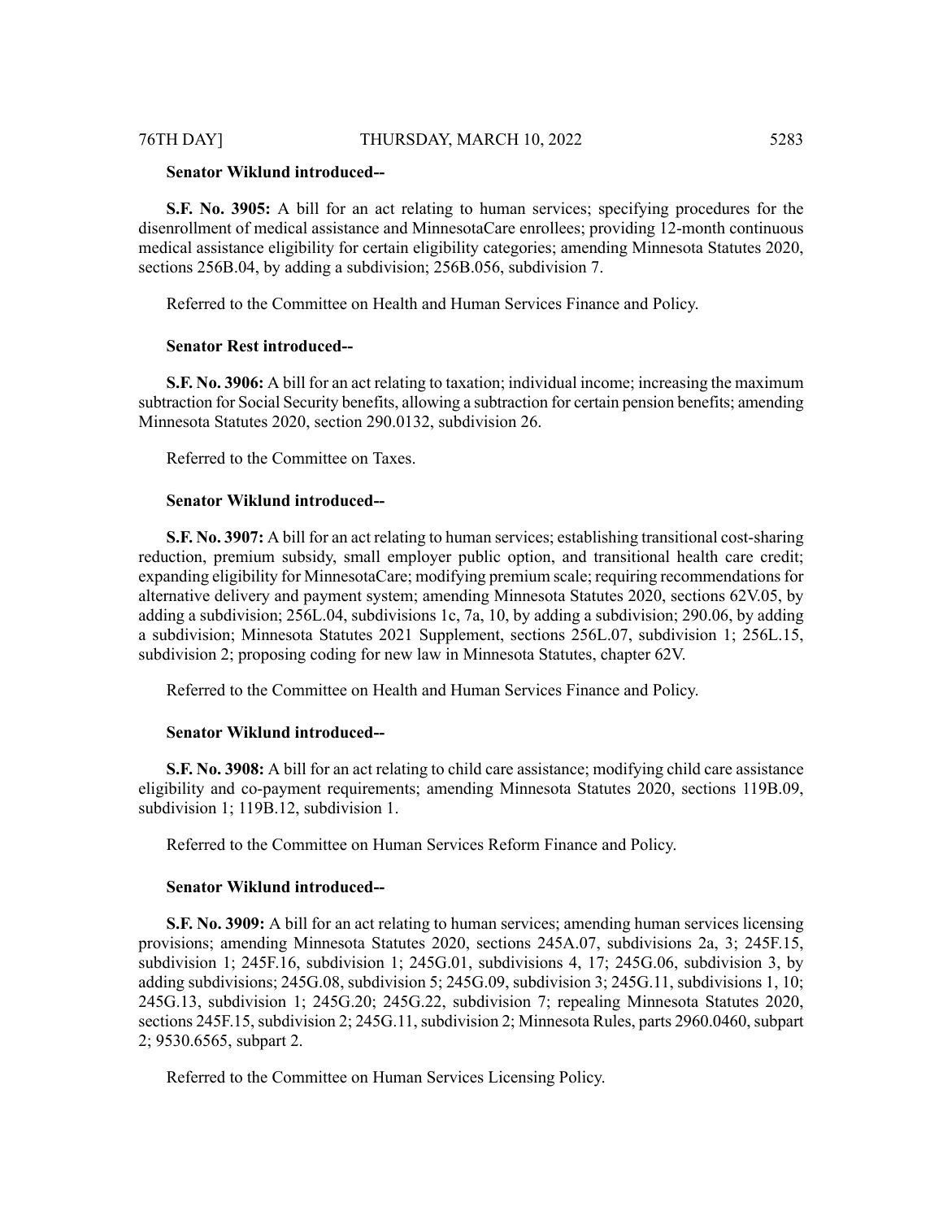**Senator Wiklund introduced--**

**S.F. No. 3905:** A bill for an act relating to human services; specifying procedures for the disenrollment of medical assistance and MinnesotaCare enrollees; providing 12-month continuous medical assistance eligibility for certain eligibility categories; amending Minnesota Statutes 2020, sections 256B.04, by adding a subdivision; 256B.056, subdivision 7.

Referred to the Committee on Health and Human Services Finance and Policy.

**Senator Rest introduced--**

**S.F. No. 3906:** A bill for an act relating to taxation; individual income; increasing the maximum subtraction for Social Security benefits, allowing a subtraction for certain pension benefits; amending Minnesota Statutes 2020, section 290.0132, subdivision 26.

Referred to the Committee on Taxes.

**Senator Wiklund introduced--**

**S.F. No. 3907:** A bill for an act relating to human services; establishing transitional cost-sharing reduction, premium subsidy, small employer public option, and transitional health care credit; expanding eligibility for MinnesotaCare; modifying premium scale; requiring recommendations for alternative delivery and payment system; amending Minnesota Statutes 2020, sections 62V.05, by adding a subdivision; 256L.04, subdivisions 1c, 7a, 10, by adding a subdivision; 290.06, by adding a subdivision; Minnesota Statutes 2021 Supplement, sections 256L.07, subdivision 1; 256L.15, subdivision 2; proposing coding for new law in Minnesota Statutes, chapter 62V.

Referred to the Committee on Health and Human Services Finance and Policy.

**Senator Wiklund introduced--**

**S.F. No. 3908:** A bill for an act relating to child care assistance; modifying child care assistance eligibility and co-payment requirements; amending Minnesota Statutes 2020, sections 119B.09, subdivision 1; 119B.12, subdivision 1.

Referred to the Committee on Human Services Reform Finance and Policy.

**Senator Wiklund introduced--**

**S.F. No. 3909:** A bill for an act relating to human services; amending human services licensing provisions; amending Minnesota Statutes 2020, sections 245A.07, subdivisions 2a, 3; 245F.15, subdivision 1; 245F.16, subdivision 1; 245G.01, subdivisions 4, 17; 245G.06, subdivision 3, by adding subdivisions; 245G.08, subdivision 5; 245G.09, subdivision 3; 245G.11, subdivisions 1, 10; 245G.13, subdivision 1; 245G.20; 245G.22, subdivision 7; repealing Minnesota Statutes 2020, sections 245F.15, subdivision 2; 245G.11, subdivision 2; Minnesota Rules, parts 2960.0460, subpart 2; 9530.6565, subpart 2.

Referred to the Committee on Human Services Licensing Policy.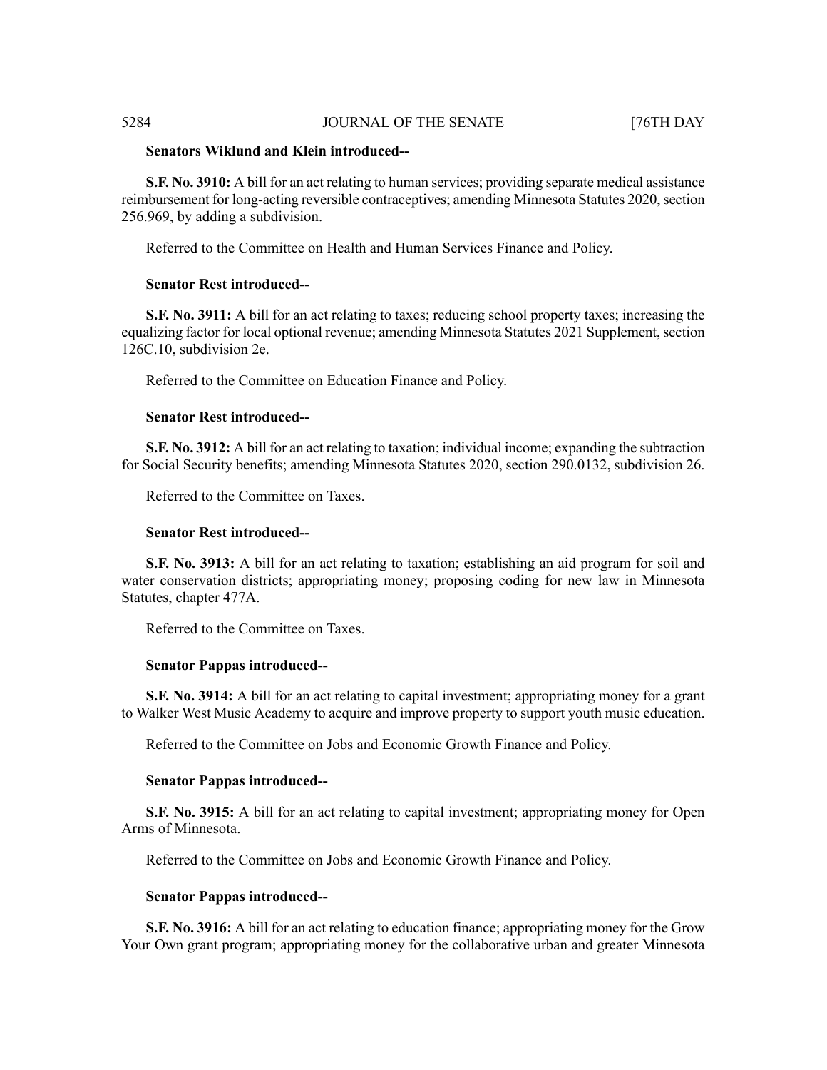**Senators Wiklund and Klein introduced--**

**S.F. No. 3910:** A bill for an act relating to human services; providing separate medical assistance reimbursement for long-acting reversible contraceptives; amending Minnesota Statutes 2020, section 256.969, by adding a subdivision.

Referred to the Committee on Health and Human Services Finance and Policy.

**Senator Rest introduced--**

**S.F. No. 3911:** A bill for an act relating to taxes; reducing school property taxes; increasing the equalizing factor for local optional revenue; amending Minnesota Statutes 2021 Supplement, section 126C.10, subdivision 2e.

Referred to the Committee on Education Finance and Policy.

**Senator Rest introduced--**

**S.F. No. 3912:** A bill for an act relating to taxation; individual income; expanding the subtraction for Social Security benefits; amending Minnesota Statutes 2020, section 290.0132, subdivision 26.

Referred to the Committee on Taxes.

**Senator Rest introduced--**

**S.F. No. 3913:** A bill for an act relating to taxation; establishing an aid program for soil and water conservation districts; appropriating money; proposing coding for new law in Minnesota Statutes, chapter 477A.

Referred to the Committee on Taxes.

**Senator Pappas introduced--**

**S.F. No. 3914:** A bill for an act relating to capital investment; appropriating money for a grant to Walker West Music Academy to acquire and improve property to support youth music education.

Referred to the Committee on Jobs and Economic Growth Finance and Policy.

**Senator Pappas introduced--**

**S.F. No. 3915:** A bill for an act relating to capital investment; appropriating money for Open Arms of Minnesota.

Referred to the Committee on Jobs and Economic Growth Finance and Policy.

**Senator Pappas introduced--**

**S.F. No. 3916:** A bill for an act relating to education finance; appropriating money for the Grow Your Own grant program; appropriating money for the collaborative urban and greater Minnesota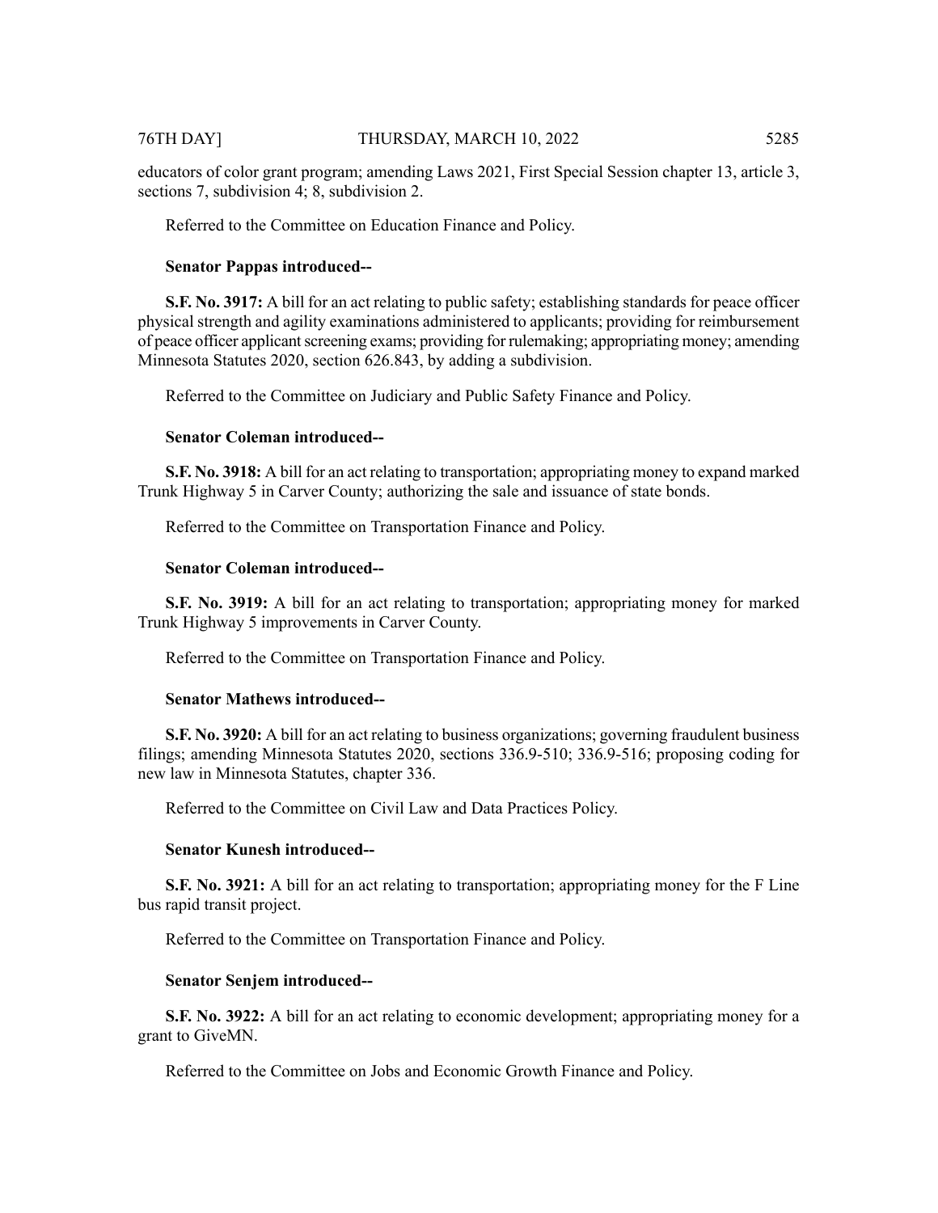educators of color grant program; amending Laws 2021, First Special Session chapter 13, article 3, sections 7, subdivision 4; 8, subdivision 2.

Referred to the Committee on Education Finance and Policy.

**Senator Pappas introduced--**

**S.F. No. 3917:** A bill for an act relating to public safety; establishing standards for peace officer physical strength and agility examinations administered to applicants; providing for reimbursement of peace officer applicant screening exams; providing for rulemaking; appropriating money; amending Minnesota Statutes 2020, section 626.843, by adding a subdivision.

Referred to the Committee on Judiciary and Public Safety Finance and Policy.

**Senator Coleman introduced--**

**S.F. No. 3918:** A bill for an act relating to transportation; appropriating money to expand marked Trunk Highway 5 in Carver County; authorizing the sale and issuance of state bonds.

Referred to the Committee on Transportation Finance and Policy.

**Senator Coleman introduced--**

**S.F. No. 3919:** A bill for an act relating to transportation; appropriating money for marked Trunk Highway 5 improvements in Carver County.

Referred to the Committee on Transportation Finance and Policy.

**Senator Mathews introduced--**

**S.F. No. 3920:** A bill for an act relating to business organizations; governing fraudulent business filings; amending Minnesota Statutes 2020, sections 336.9-510; 336.9-516; proposing coding for new law in Minnesota Statutes, chapter 336.

Referred to the Committee on Civil Law and Data Practices Policy.

**Senator Kunesh introduced--**

**S.F. No. 3921:** A bill for an act relating to transportation; appropriating money for the F Line bus rapid transit project.

Referred to the Committee on Transportation Finance and Policy.

**Senator Senjem introduced--**

**S.F. No. 3922:** A bill for an act relating to economic development; appropriating money for a grant to GiveMN.

Referred to the Committee on Jobs and Economic Growth Finance and Policy.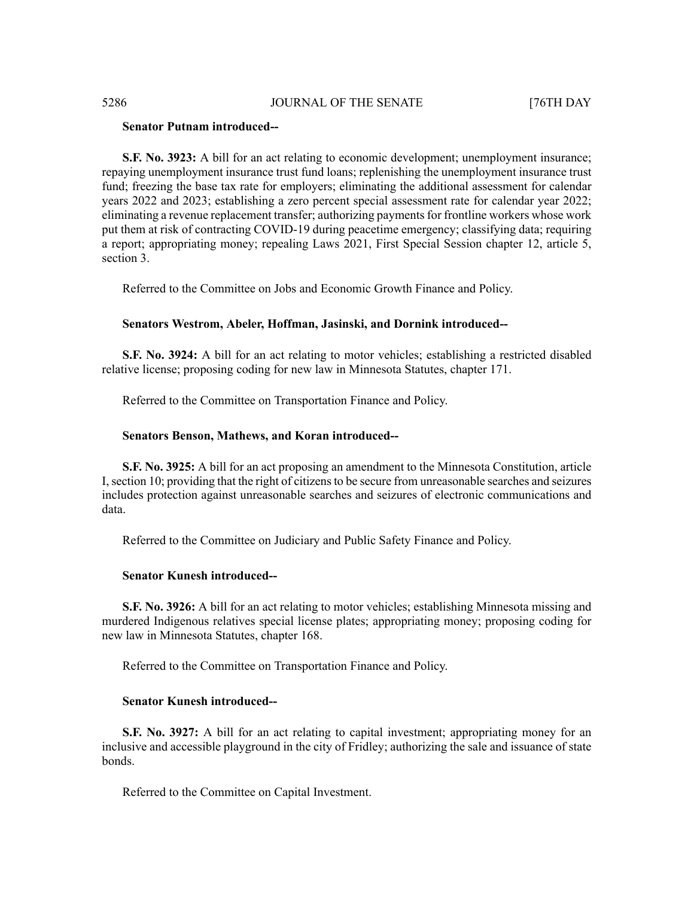**Senator Putnam introduced--**

**S.F. No. 3923:** A bill for an act relating to economic development; unemployment insurance; repaying unemployment insurance trust fund loans; replenishing the unemployment insurance trust fund; freezing the base tax rate for employers; eliminating the additional assessment for calendar years 2022 and 2023; establishing a zero percent special assessment rate for calendar year 2022; eliminating a revenue replacement transfer; authorizing payments for frontline workers whose work put them at risk of contracting COVID-19 during peacetime emergency; classifying data; requiring a report; appropriating money; repealing Laws 2021, First Special Session chapter 12, article 5, section 3.

Referred to the Committee on Jobs and Economic Growth Finance and Policy.

**Senators Westrom, Abeler, Hoffman, Jasinski, and Dornink introduced--**

**S.F. No. 3924:** A bill for an act relating to motor vehicles; establishing a restricted disabled relative license; proposing coding for new law in Minnesota Statutes, chapter 171.

Referred to the Committee on Transportation Finance and Policy.

**Senators Benson, Mathews, and Koran introduced--**

**S.F. No. 3925:** A bill for an act proposing an amendment to the Minnesota Constitution, article I, section 10; providing that the right of citizens to be secure from unreasonable searches and seizures includes protection against unreasonable searches and seizures of electronic communications and data.

Referred to the Committee on Judiciary and Public Safety Finance and Policy.

**Senator Kunesh introduced--**

**S.F. No. 3926:** A bill for an act relating to motor vehicles; establishing Minnesota missing and murdered Indigenous relatives special license plates; appropriating money; proposing coding for new law in Minnesota Statutes, chapter 168.

Referred to the Committee on Transportation Finance and Policy.

**Senator Kunesh introduced--**

**S.F. No. 3927:** A bill for an act relating to capital investment; appropriating money for an inclusive and accessible playground in the city of Fridley; authorizing the sale and issuance of state bonds.

Referred to the Committee on Capital Investment.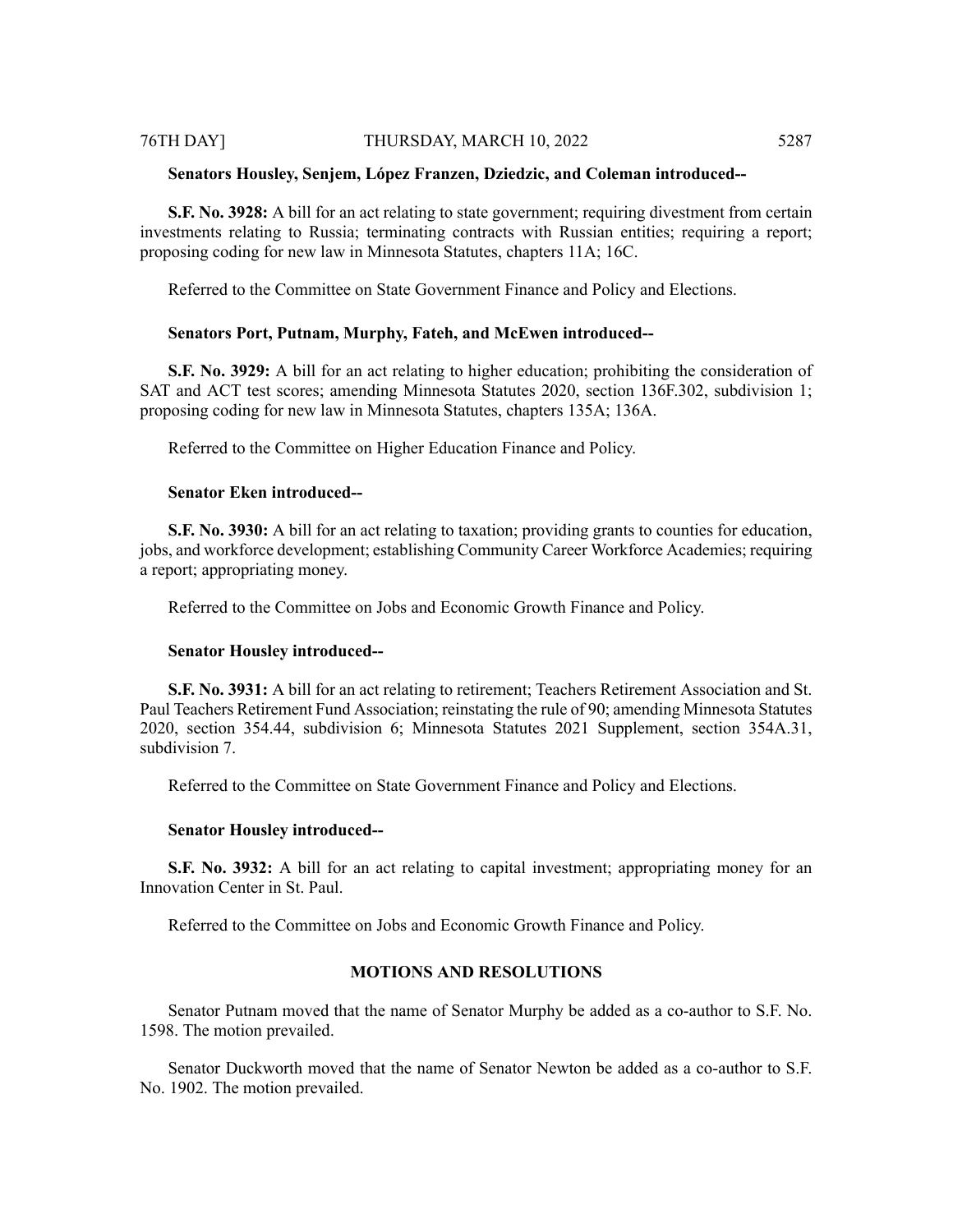**Senators Housley, Senjem, López Franzen, Dziedzic, and Coleman introduced--**

**S.F. No. 3928:** A bill for an act relating to state government; requiring divestment from certain investments relating to Russia; terminating contracts with Russian entities; requiring a report; proposing coding for new law in Minnesota Statutes, chapters 11A; 16C.

Referred to the Committee on State Government Finance and Policy and Elections.

**Senators Port, Putnam, Murphy, Fateh, and McEwen introduced--**

**S.F. No. 3929:** A bill for an act relating to higher education; prohibiting the consideration of SAT and ACT test scores; amending Minnesota Statutes 2020, section 136F.302, subdivision 1; proposing coding for new law in Minnesota Statutes, chapters 135A; 136A.

Referred to the Committee on Higher Education Finance and Policy.

**Senator Eken introduced--**

**S.F. No. 3930:** A bill for an act relating to taxation; providing grants to counties for education, jobs, and workforce development; establishing Community Career Workforce Academies; requiring a report; appropriating money.

Referred to the Committee on Jobs and Economic Growth Finance and Policy.

**Senator Housley introduced--**

**S.F. No. 3931:** A bill for an act relating to retirement; Teachers Retirement Association and St. Paul Teachers Retirement Fund Association; reinstating the rule of 90; amending Minnesota Statutes 2020, section 354.44, subdivision 6; Minnesota Statutes 2021 Supplement, section 354A.31, subdivision 7.

Referred to the Committee on State Government Finance and Policy and Elections.

**Senator Housley introduced--**

**S.F. No. 3932:** A bill for an act relating to capital investment; appropriating money for an Innovation Center in St. Paul.

Referred to the Committee on Jobs and Economic Growth Finance and Policy.

## MOTIONS AND RESOLUTIONS

Senator Putnam moved that the name of Senator Murphy be added as a co-author to S.F. No. 1598. The motion prevailed.

Senator Duckworth moved that the name of Senator Newton be added as a co-author to S.F. No. 1902. The motion prevailed.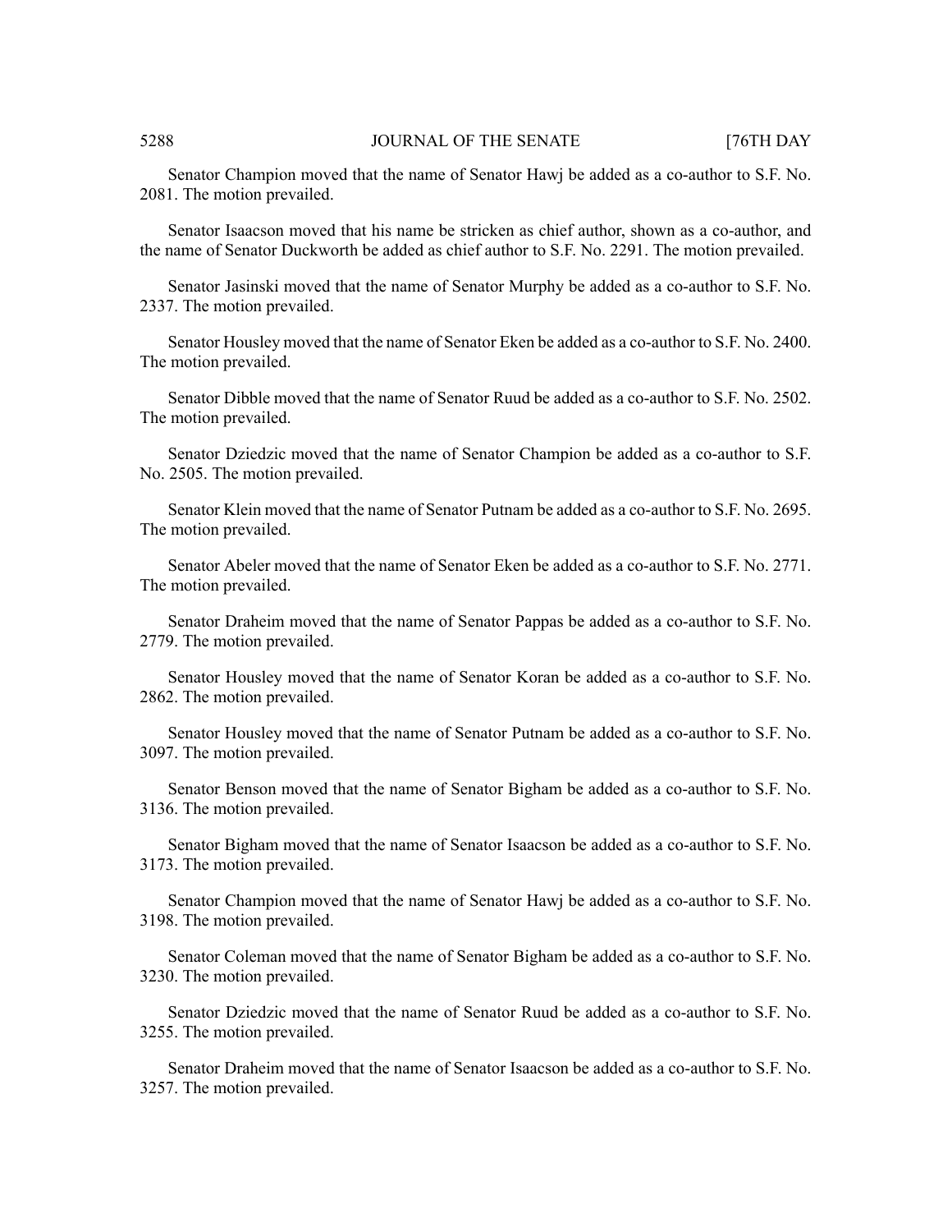Senator Champion moved that the name of Senator Hawj be added as a co-author to S.F. No. 2081. The motion prevailed.

Senator Isaacson moved that his name be stricken as chief author, shown as a co-author, and the name of Senator Duckworth be added as chief author to S.F. No. 2291. The motion prevailed.

Senator Jasinski moved that the name of Senator Murphy be added as a co-author to S.F. No. 2337. The motion prevailed.

Senator Housley moved that the name of Senator Eken be added as a co-author to S.F. No. 2400. The motion prevailed.

Senator Dibble moved that the name of Senator Ruud be added as a co-author to S.F. No. 2502. The motion prevailed.

Senator Dziedzic moved that the name of Senator Champion be added as a co-author to S.F. No. 2505. The motion prevailed.

Senator Klein moved that the name of Senator Putnam be added as a co-author to S.F. No. 2695. The motion prevailed.

Senator Abeler moved that the name of Senator Eken be added as a co-author to S.F. No. 2771. The motion prevailed.

Senator Draheim moved that the name of Senator Pappas be added as a co-author to S.F. No. 2779. The motion prevailed.

Senator Housley moved that the name of Senator Koran be added as a co-author to S.F. No. 2862. The motion prevailed.

Senator Housley moved that the name of Senator Putnam be added as a co-author to S.F. No. 3097. The motion prevailed.

Senator Benson moved that the name of Senator Bigham be added as a co-author to S.F. No. 3136. The motion prevailed.

Senator Bigham moved that the name of Senator Isaacson be added as a co-author to S.F. No. 3173. The motion prevailed.

Senator Champion moved that the name of Senator Hawj be added as a co-author to S.F. No. 3198. The motion prevailed.

Senator Coleman moved that the name of Senator Bigham be added as a co-author to S.F. No. 3230. The motion prevailed.

Senator Dziedzic moved that the name of Senator Ruud be added as a co-author to S.F. No. 3255. The motion prevailed.

Senator Draheim moved that the name of Senator Isaacson be added as a co-author to S.F. No. 3257. The motion prevailed.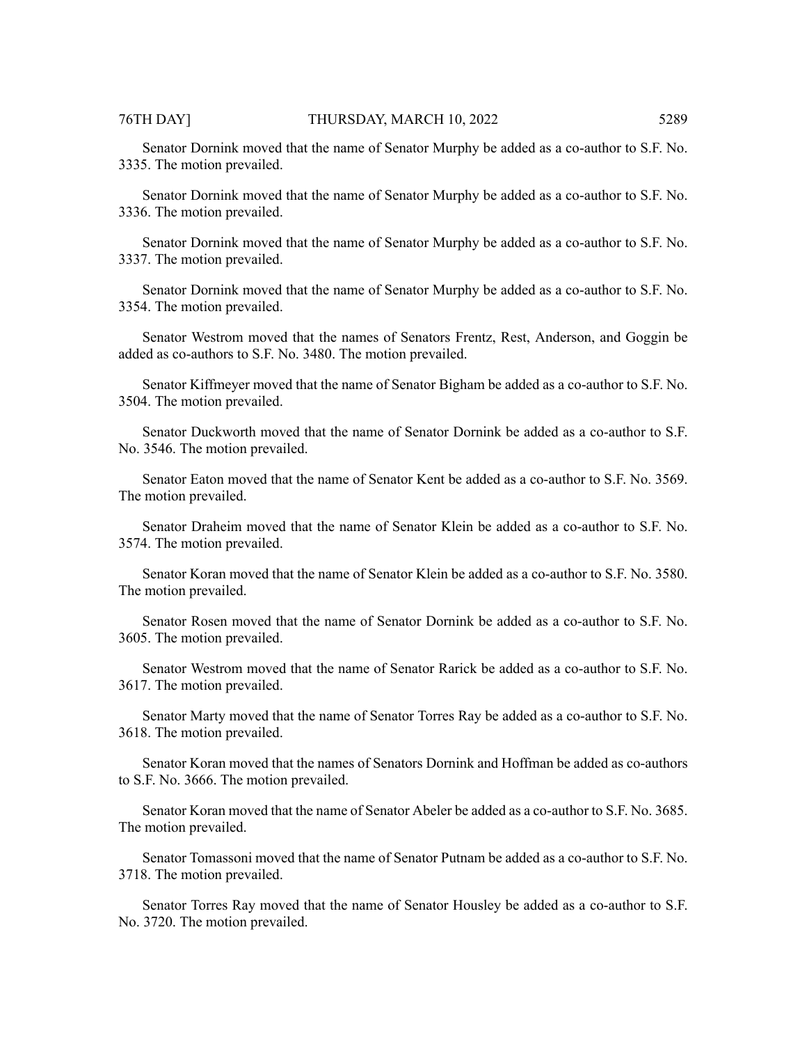Senator Dornink moved that the name of Senator Murphy be added as a co-author to S.F. No. 3335. The motion prevailed.

Senator Dornink moved that the name of Senator Murphy be added as a co-author to S.F. No. 3336. The motion prevailed.

Senator Dornink moved that the name of Senator Murphy be added as a co-author to S.F. No. 3337. The motion prevailed.

Senator Dornink moved that the name of Senator Murphy be added as a co-author to S.F. No. 3354. The motion prevailed.

Senator Westrom moved that the names of Senators Frentz, Rest, Anderson, and Goggin be added as co-authors to S.F. No. 3480. The motion prevailed.

Senator Kiffmeyer moved that the name of Senator Bigham be added as a co-author to S.F. No. 3504. The motion prevailed.

Senator Duckworth moved that the name of Senator Dornink be added as a co-author to S.F. No. 3546. The motion prevailed.

Senator Eaton moved that the name of Senator Kent be added as a co-author to S.F. No. 3569. The motion prevailed.

Senator Draheim moved that the name of Senator Klein be added as a co-author to S.F. No. 3574. The motion prevailed.

Senator Koran moved that the name of Senator Klein be added as a co-author to S.F. No. 3580. The motion prevailed.

Senator Rosen moved that the name of Senator Dornink be added as a co-author to S.F. No. 3605. The motion prevailed.

Senator Westrom moved that the name of Senator Rarick be added as a co-author to S.F. No. 3617. The motion prevailed.

Senator Marty moved that the name of Senator Torres Ray be added as a co-author to S.F. No. 3618. The motion prevailed.

Senator Koran moved that the names of Senators Dornink and Hoffman be added as co-authors to S.F. No. 3666. The motion prevailed.

Senator Koran moved that the name of Senator Abeler be added as a co-author to S.F. No. 3685. The motion prevailed.

Senator Tomassoni moved that the name of Senator Putnam be added as a co-author to S.F. No. 3718. The motion prevailed.

Senator Torres Ray moved that the name of Senator Housley be added as a co-author to S.F. No. 3720. The motion prevailed.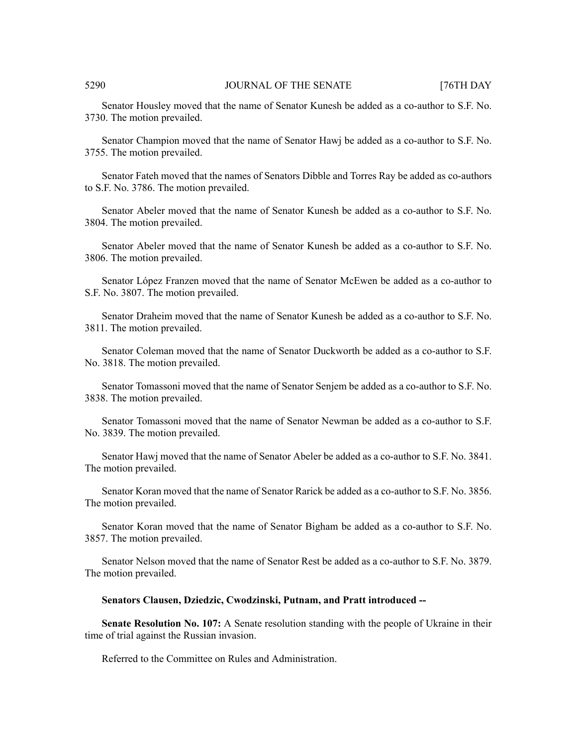Senator Housley moved that the name of Senator Kunesh be added as a co-author to S.F. No. 3730. The motion prevailed.

Senator Champion moved that the name of Senator Hawj be added as a co-author to S.F. No. 3755. The motion prevailed.

Senator Fateh moved that the names of Senators Dibble and Torres Ray be added as co-authors to S.F. No. 3786. The motion prevailed.

Senator Abeler moved that the name of Senator Kunesh be added as a co-author to S.F. No. 3804. The motion prevailed.

Senator Abeler moved that the name of Senator Kunesh be added as a co-author to S.F. No. 3806. The motion prevailed.

Senator López Franzen moved that the name of Senator McEwen be added as a co-author to S.F. No. 3807. The motion prevailed.

Senator Draheim moved that the name of Senator Kunesh be added as a co-author to S.F. No. 3811. The motion prevailed.

Senator Coleman moved that the name of Senator Duckworth be added as a co-author to S.F. No. 3818. The motion prevailed.

Senator Tomassoni moved that the name of Senator Senjem be added as a co-author to S.F. No. 3838. The motion prevailed.

Senator Tomassoni moved that the name of Senator Newman be added as a co-author to S.F. No. 3839. The motion prevailed.

Senator Hawj moved that the name of Senator Abeler be added as a co-author to S.F. No. 3841. The motion prevailed.

Senator Koran moved that the name of Senator Rarick be added as a co-author to S.F. No. 3856. The motion prevailed.

Senator Koran moved that the name of Senator Bigham be added as a co-author to S.F. No. 3857. The motion prevailed.

Senator Nelson moved that the name of Senator Rest be added as a co-author to S.F. No. 3879. The motion prevailed.

**Senators Clausen, Dziedzic, Cwodzinski, Putnam, and Pratt introduced --**

**Senate Resolution No. 107:** A Senate resolution standing with the people of Ukraine in their time of trial against the Russian invasion.

Referred to the Committee on Rules and Administration.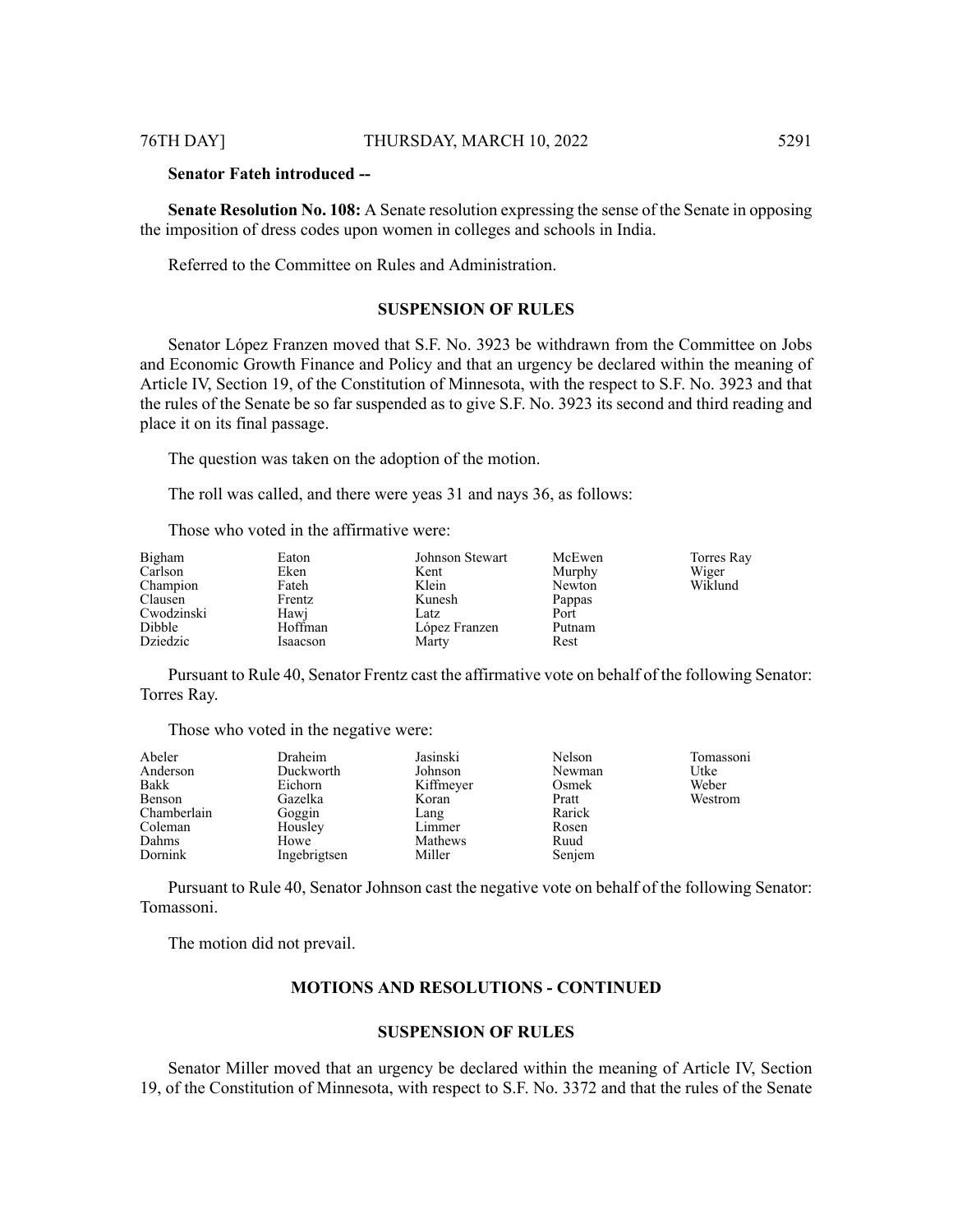**Senator Fateh introduced --**

**Senate Resolution No. 108:** A Senate resolution expressing the sense of the Senate in opposing the imposition of dress codes upon women in colleges and schools in India.

Referred to the Committee on Rules and Administration.

## SUSPENSION OF RULES

Senator López Franzen moved that S.F. No. 3923 be withdrawn from the Committee on Jobs and Economic Growth Finance and Policy and that an urgency be declared within the meaning of Article IV, Section 19, of the Constitution of Minnesota, with the respect to S.F. No. 3923 and that the rules of the Senate be so far suspended as to give S.F. No. 3923 its second and third reading and place it on its final passage.

The question was taken on the adoption of the motion.

The roll was called, and there were yeas 31 and nays 36, as follows:

Those who voted in the affirmative were:

| | | | | |
|---|---|---|---|---|
| Bigham | Eaton | Johnson Stewart | McEwen | Torres Ray |
| Carlson | Eken | Kent | Murphy | Wiger |
| Champion | Fateh | Klein | Newton | Wiklund |
| Clausen | Frentz | Kunesh | Pappas | |
| Cwodzinski | Hawj | Latz | Port | |
| Dibble | Hoffman | López Franzen | Putnam | |
| Dziedzic | Isaacson | Marty | Rest | |

Pursuant to Rule 40, Senator Frentz cast the affirmative vote on behalf of the following Senator: Torres Ray.

Those who voted in the negative were:

| | | | | |
|---|---|---|---|---|
| Abeler | Draheim | Jasinski | Nelson | Tomassoni |
| Anderson | Duckworth | Johnson | Newman | Utke |
| Bakk | Eichorn | Kiffmeyer | Osmek | Weber |
| Benson | Gazelka | Koran | Pratt | Westrom |
| Chamberlain | Goggin | Lang | Rarick | |
| Coleman | Housley | Limmer | Rosen | |
| Dahms | Howe | Mathews | Ruud | |
| Dornink | Ingebrigtsen | Miller | Senjem | |

Pursuant to Rule 40, Senator Johnson cast the negative vote on behalf of the following Senator: Tomassoni.

The motion did not prevail.

## MOTIONS AND RESOLUTIONS - CONTINUED

## SUSPENSION OF RULES

Senator Miller moved that an urgency be declared within the meaning of Article IV, Section 19, of the Constitution of Minnesota, with respect to S.F. No. 3372 and that the rules of the Senate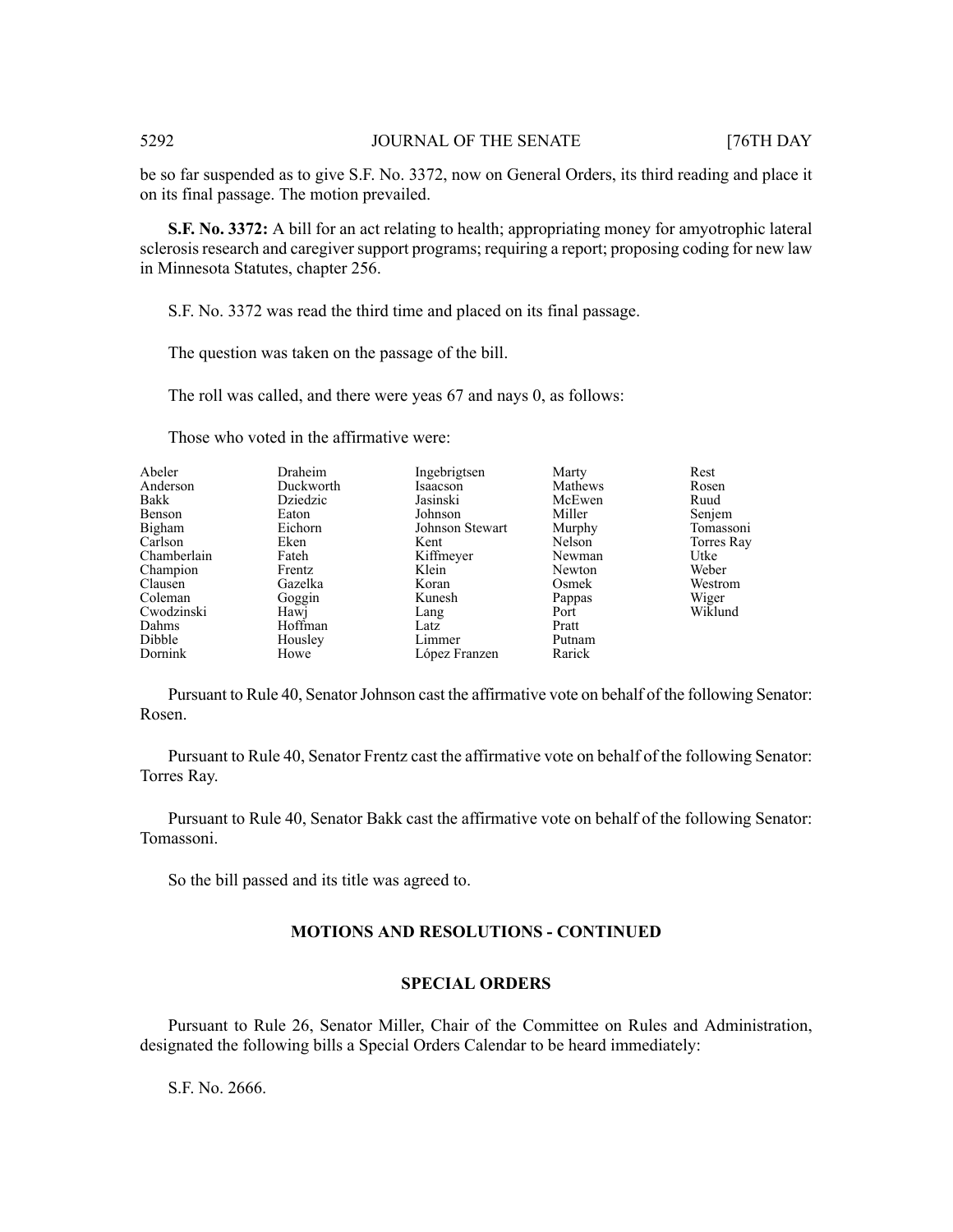be so far suspended as to give S.F. No. 3372, now on General Orders, its third reading and place it on its final passage. The motion prevailed.

**S.F. No. 3372:** A bill for an act relating to health; appropriating money for amyotrophic lateral sclerosis research and caregiver support programs; requiring a report; proposing coding for new law in Minnesota Statutes, chapter 256.

S.F. No. 3372 was read the third time and placed on its final passage.

The question was taken on the passage of the bill.

The roll was called, and there were yeas 67 and nays 0, as follows:

Those who voted in the affirmative were:

| | | | | |
|---|---|---|---|---|
| Abeler | Draheim | Ingebrigtsen | Marty | Rest |
| Anderson | Duckworth | Isaacson | Mathews | Rosen |
| Bakk | Dziedzic | Jasinski | McEwen | Ruud |
| Benson | Eaton | Johnson | Miller | Senjem |
| Bigham | Eichorn | Johnson Stewart | Murphy | Tomassoni |
| Carlson | Eken | Kent | Nelson | Torres Ray |
| Chamberlain | Fateh | Kiffmeyer | Newman | Utke |
| Champion | Frentz | Klein | Newton | Weber |
| Clausen | Gazelka | Koran | Osmek | Westrom |
| Coleman | Goggin | Kunesh | Pappas | Wiger |
| Cwodzinski | Hawj | Lang | Port | Wiklund |
| Dahms | Hoffman | Latz | Pratt | |
| Dibble | Housley | Limmer | Putnam | |
| Dornink | Howe | López Franzen | Rarick | |

Pursuant to Rule 40, Senator Johnson cast the affirmative vote on behalf of the following Senator: Rosen.

Pursuant to Rule 40, Senator Frentz cast the affirmative vote on behalf of the following Senator: Torres Ray.

Pursuant to Rule 40, Senator Bakk cast the affirmative vote on behalf of the following Senator: Tomassoni.

So the bill passed and its title was agreed to.

## MOTIONS AND RESOLUTIONS - CONTINUED

## SPECIAL ORDERS

Pursuant to Rule 26, Senator Miller, Chair of the Committee on Rules and Administration, designated the following bills a Special Orders Calendar to be heard immediately:

S.F. No. 2666.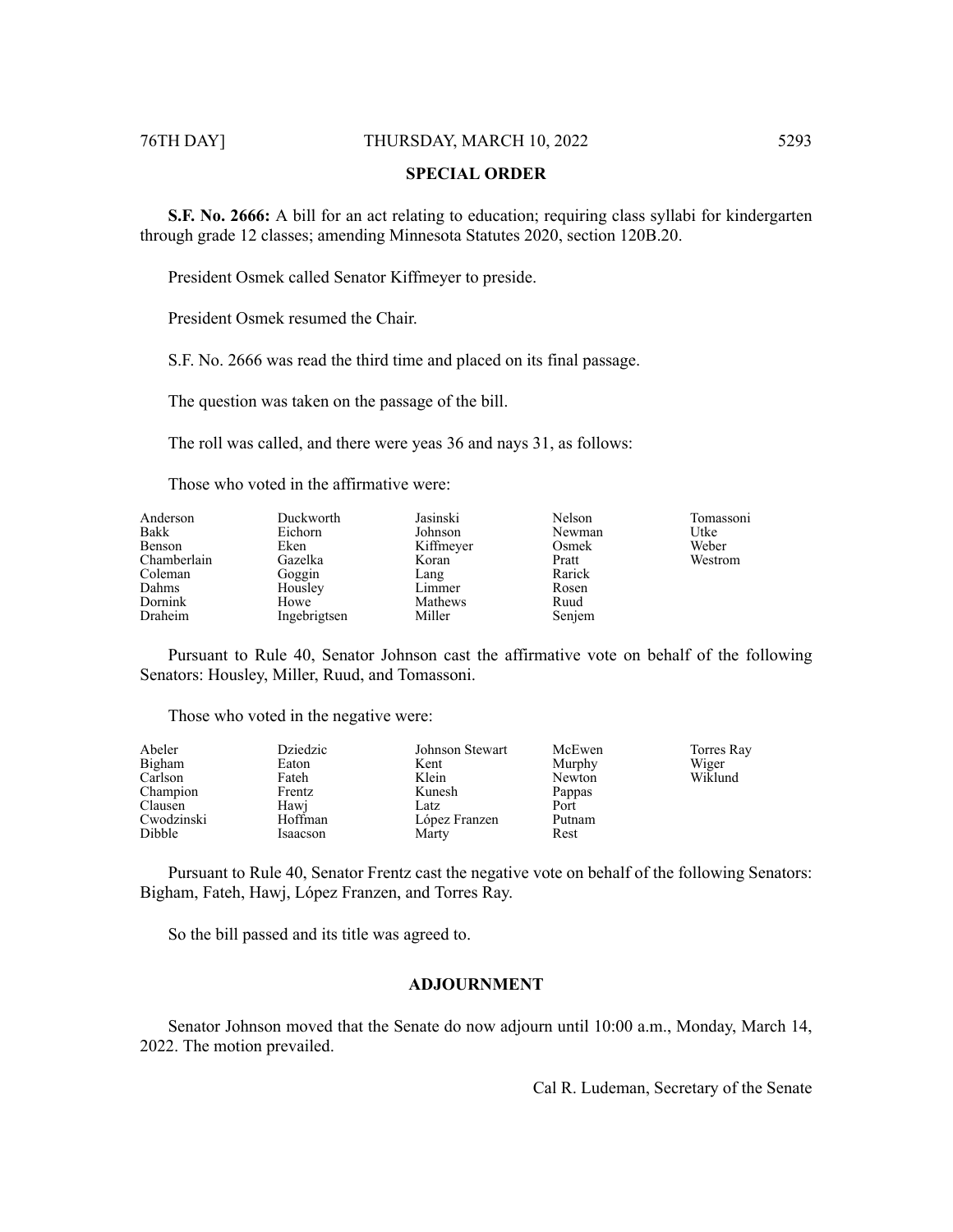## SPECIAL ORDER

**S.F. No. 2666:** A bill for an act relating to education; requiring class syllabi for kindergarten through grade 12 classes; amending Minnesota Statutes 2020, section 120B.20.

President Osmek called Senator Kiffmeyer to preside.

President Osmek resumed the Chair.

S.F. No. 2666 was read the third time and placed on its final passage.

The question was taken on the passage of the bill.

The roll was called, and there were yeas 36 and nays 31, as follows:

Those who voted in the affirmative were:

| | | | | |
|---|---|---|---|---|
| Anderson | Duckworth | Jasinski | Nelson | Tomassoni |
| Bakk | Eichorn | Johnson | Newman | Utke |
| Benson | Eken | Kiffmeyer | Osmek | Weber |
| Chamberlain | Gazelka | Koran | Pratt | Westrom |
| Coleman | Goggin | Lang | Rarick | |
| Dahms | Housley | Limmer | Rosen | |
| Dornink | Howe | Mathews | Ruud | |
| Draheim | Ingebrigtsen | Miller | Senjem | |

Pursuant to Rule 40, Senator Johnson cast the affirmative vote on behalf of the following Senators: Housley, Miller, Ruud, and Tomassoni.

Those who voted in the negative were:

| | | | | |
|---|---|---|---|---|
| Abeler | Dziedzic | Johnson Stewart | McEwen | Torres Ray |
| Bigham | Eaton | Kent | Murphy | Wiger |
| Carlson | Fateh | Klein | Newton | Wiklund |
| Champion | Frentz | Kunesh | Pappas | |
| Clausen | Hawj | Latz | Port | |
| Cwodzinski | Hoffman | López Franzen | Putnam | |
| Dibble | Isaacson | Marty | Rest | |

Pursuant to Rule 40, Senator Frentz cast the negative vote on behalf of the following Senators: Bigham, Fateh, Hawj, López Franzen, and Torres Ray.

So the bill passed and its title was agreed to.

## ADJOURNMENT

Senator Johnson moved that the Senate do now adjourn until 10:00 a.m., Monday, March 14, 2022. The motion prevailed.

Cal R. Ludeman, Secretary of the Senate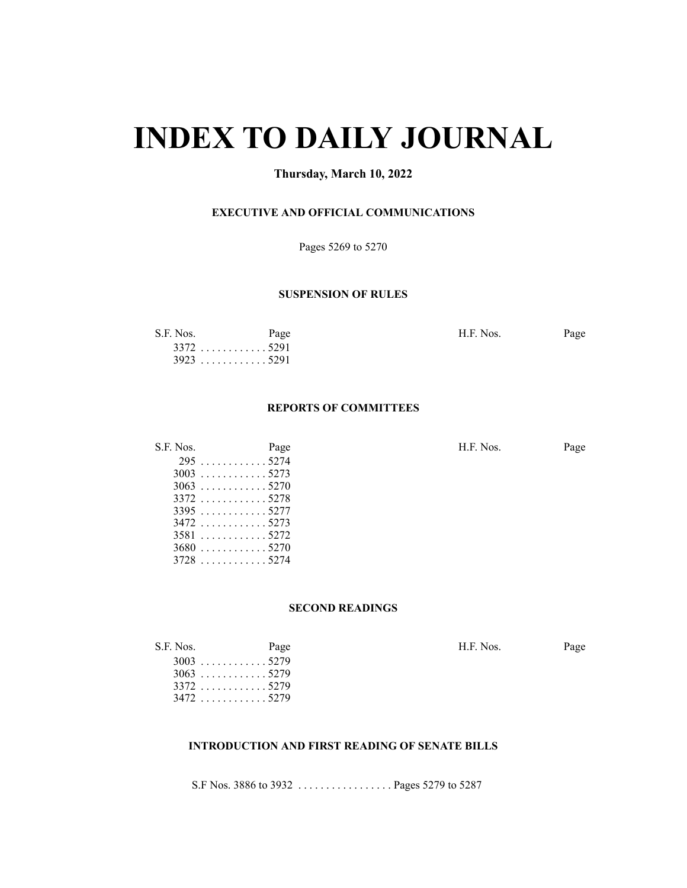# INDEX TO DAILY JOURNAL

**Thursday, March 10, 2022**

### EXECUTIVE AND OFFICIAL COMMUNICATIONS

Pages 5269 to 5270

### SUSPENSION OF RULES

| S.F. Nos. | Page | H.F. Nos. | Page |
|---|---|---|---|
| 3372 | 5291 | | |
| 3923 | 5291 | | |

### REPORTS OF COMMITTEES

| S.F. Nos. | Page | H.F. Nos. | Page |
|---|---|---|---|
| 295 | 5274 | | |
| 3003 | 5273 | | |
| 3063 | 5270 | | |
| 3372 | 5278 | | |
| 3395 | 5277 | | |
| 3472 | 5273 | | |
| 3581 | 5272 | | |
| 3680 | 5270 | | |
| 3728 | 5274 | | |

### SECOND READINGS

| S.F. Nos. | Page | H.F. Nos. | Page |
|---|---|---|---|
| 3003 | 5279 | | |
| 3063 | 5279 | | |
| 3372 | 5279 | | |
| 3472 | 5279 | | |

### INTRODUCTION AND FIRST READING OF SENATE BILLS

S.F Nos. 3886 to 3932 . . . . . . . . . . . . . . . . . Pages 5279 to 5287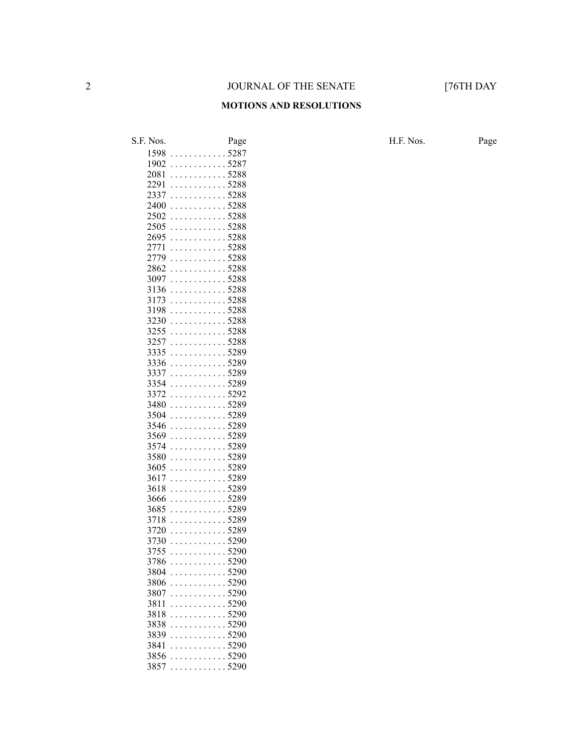## MOTIONS AND RESOLUTIONS

| S.F. Nos. | Page | H.F. Nos. | Page |
|---|---|---|---|
| 1598 | 5287 | | |
| 1902 | 5287 | | |
| 2081 | 5288 | | |
| 2291 | 5288 | | |
| 2337 | 5288 | | |
| 2400 | 5288 | | |
| 2502 | 5288 | | |
| 2505 | 5288 | | |
| 2695 | 5288 | | |
| 2771 | 5288 | | |
| 2779 | 5288 | | |
| 2862 | 5288 | | |
| 3097 | 5288 | | |
| 3136 | 5288 | | |
| 3173 | 5288 | | |
| 3198 | 5288 | | |
| 3230 | 5288 | | |
| 3255 | 5288 | | |
| 3257 | 5288 | | |
| 3335 | 5289 | | |
| 3336 | 5289 | | |
| 3337 | 5289 | | |
| 3354 | 5289 | | |
| 3372 | 5292 | | |
| 3480 | 5289 | | |
| 3504 | 5289 | | |
| 3546 | 5289 | | |
| 3569 | 5289 | | |
| 3574 | 5289 | | |
| 3580 | 5289 | | |
| 3605 | 5289 | | |
| 3617 | 5289 | | |
| 3618 | 5289 | | |
| 3666 | 5289 | | |
| 3685 | 5289 | | |
| 3718 | 5289 | | |
| 3720 | 5289 | | |
| 3730 | 5290 | | |
| 3755 | 5290 | | |
| 3786 | 5290 | | |
| 3804 | 5290 | | |
| 3806 | 5290 | | |
| 3807 | 5290 | | |
| 3811 | 5290 | | |
| 3818 | 5290 | | |
| 3838 | 5290 | | |
| 3839 | 5290 | | |
| 3841 | 5290 | | |
| 3856 | 5290 | | |
| 3857 | 5290 | | |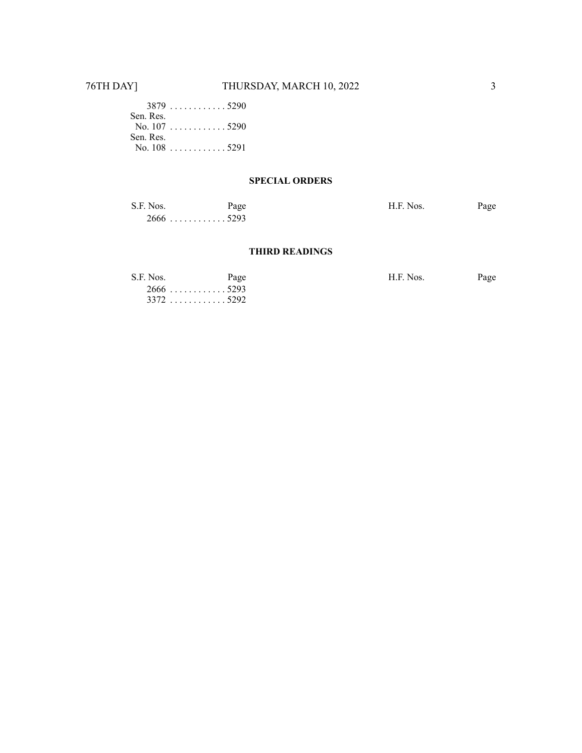| | |
|---|---|
| 3879 | 5290 |
| Sen. Res. No. 107 | 5290 |
| Sen. Res. No. 108 | 5291 |

## SPECIAL ORDERS

| S.F. Nos. | Page | H.F. Nos. | Page |
|---|---|---|---|
| 2666 | 5293 | | |

## THIRD READINGS

| S.F. Nos. | Page | H.F. Nos. | Page |
|---|---|---|---|
| 2666 | 5293 | | |
| 3372 | 5292 | | |